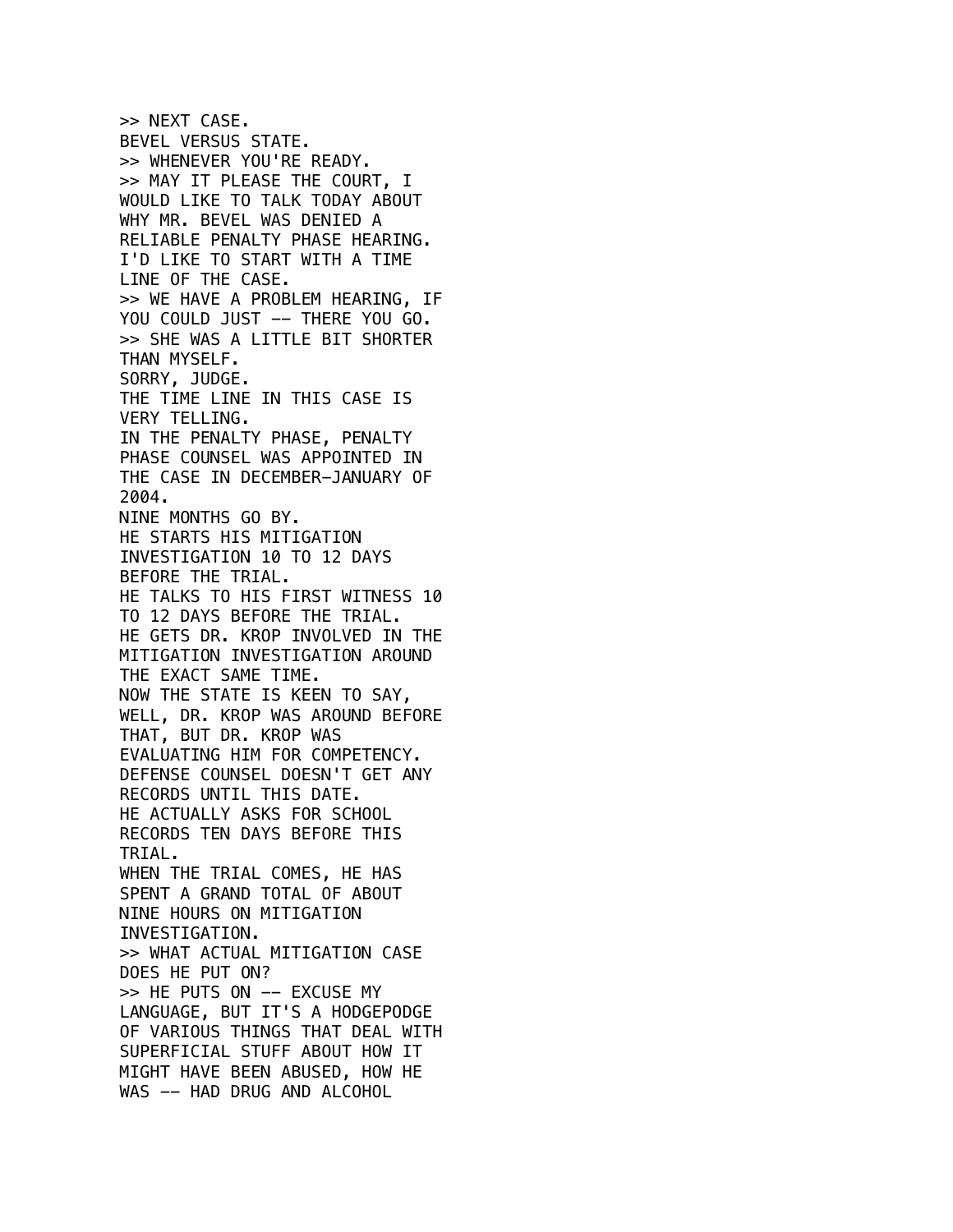>> NEXT CASE.
BEVEL VERSUS STATE.
>> WHENEVER YOU'RE READY.
>> MAY IT PLEASE THE COURT, I WOULD LIKE TO TALK TODAY ABOUT WHY MR. BEVEL WAS DENIED A RELIABLE PENALTY PHASE HEARING.
I'D LIKE TO START WITH A TIME LINE OF THE CASE.
>> WE HAVE A PROBLEM HEARING, IF YOU COULD JUST -- THERE YOU GO.
>> SHE WAS A LITTLE BIT SHORTER THAN MYSELF.
SORRY, JUDGE.
THE TIME LINE IN THIS CASE IS VERY TELLING.
IN THE PENALTY PHASE, PENALTY PHASE COUNSEL WAS APPOINTED IN THE CASE IN DECEMBER-JANUARY OF 2004.
NINE MONTHS GO BY.
HE STARTS HIS MITIGATION INVESTIGATION 10 TO 12 DAYS BEFORE THE TRIAL.
HE TALKS TO HIS FIRST WITNESS 10 TO 12 DAYS BEFORE THE TRIAL.
HE GETS DR. KROP INVOLVED IN THE MITIGATION INVESTIGATION AROUND THE EXACT SAME TIME.
NOW THE STATE IS KEEN TO SAY, WELL, DR. KROP WAS AROUND BEFORE THAT, BUT DR. KROP WAS EVALUATING HIM FOR COMPETENCY.
DEFENSE COUNSEL DOESN'T GET ANY RECORDS UNTIL THIS DATE.
HE ACTUALLY ASKS FOR SCHOOL RECORDS TEN DAYS BEFORE THIS TRIAL.
WHEN THE TRIAL COMES, HE HAS SPENT A GRAND TOTAL OF ABOUT NINE HOURS ON MITIGATION INVESTIGATION.
>> WHAT ACTUAL MITIGATION CASE DOES HE PUT ON?
>> HE PUTS ON -- EXCUSE MY LANGUAGE, BUT IT'S A HODGEPODGE OF VARIOUS THINGS THAT DEAL WITH SUPERFICIAL STUFF ABOUT HOW IT MIGHT HAVE BEEN ABUSED, HOW HE WAS -- HAD DRUG AND ALCOHOL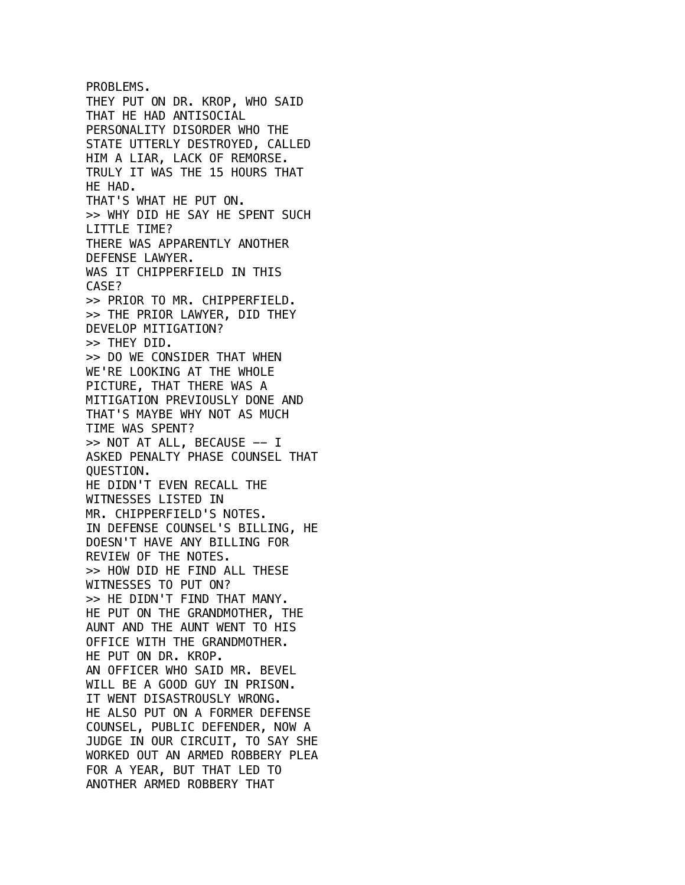PROBLEMS.
THEY PUT ON DR. KROP, WHO SAID THAT HE HAD ANTISOCIAL PERSONALITY DISORDER WHO THE STATE UTTERLY DESTROYED, CALLED HIM A LIAR, LACK OF REMORSE.
TRULY IT WAS THE 15 HOURS THAT HE HAD.
THAT'S WHAT HE PUT ON.
>> WHY DID HE SAY HE SPENT SUCH LITTLE TIME?
THERE WAS APPARENTLY ANOTHER DEFENSE LAWYER.
WAS IT CHIPPERFIELD IN THIS CASE?
>> PRIOR TO MR. CHIPPERFIELD.
>> THE PRIOR LAWYER, DID THEY DEVELOP MITIGATION?
>> THEY DID.
>> DO WE CONSIDER THAT WHEN WE'RE LOOKING AT THE WHOLE PICTURE, THAT THERE WAS A MITIGATION PREVIOUSLY DONE AND THAT'S MAYBE WHY NOT AS MUCH TIME WAS SPENT?
>> NOT AT ALL, BECAUSE -- I ASKED PENALTY PHASE COUNSEL THAT QUESTION.
HE DIDN'T EVEN RECALL THE WITNESSES LISTED IN MR. CHIPPERFIELD'S NOTES.
IN DEFENSE COUNSEL'S BILLING, HE DOESN'T HAVE ANY BILLING FOR REVIEW OF THE NOTES.
>> HOW DID HE FIND ALL THESE WITNESSES TO PUT ON?
>> HE DIDN'T FIND THAT MANY.
HE PUT ON THE GRANDMOTHER, THE AUNT AND THE AUNT WENT TO HIS OFFICE WITH THE GRANDMOTHER.
HE PUT ON DR. KROP.
AN OFFICER WHO SAID MR. BEVEL WILL BE A GOOD GUY IN PRISON.
IT WENT DISASTROUSLY WRONG.
HE ALSO PUT ON A FORMER DEFENSE COUNSEL, PUBLIC DEFENDER, NOW A JUDGE IN OUR CIRCUIT, TO SAY SHE WORKED OUT AN ARMED ROBBERY PLEA FOR A YEAR, BUT THAT LED TO ANOTHER ARMED ROBBERY THAT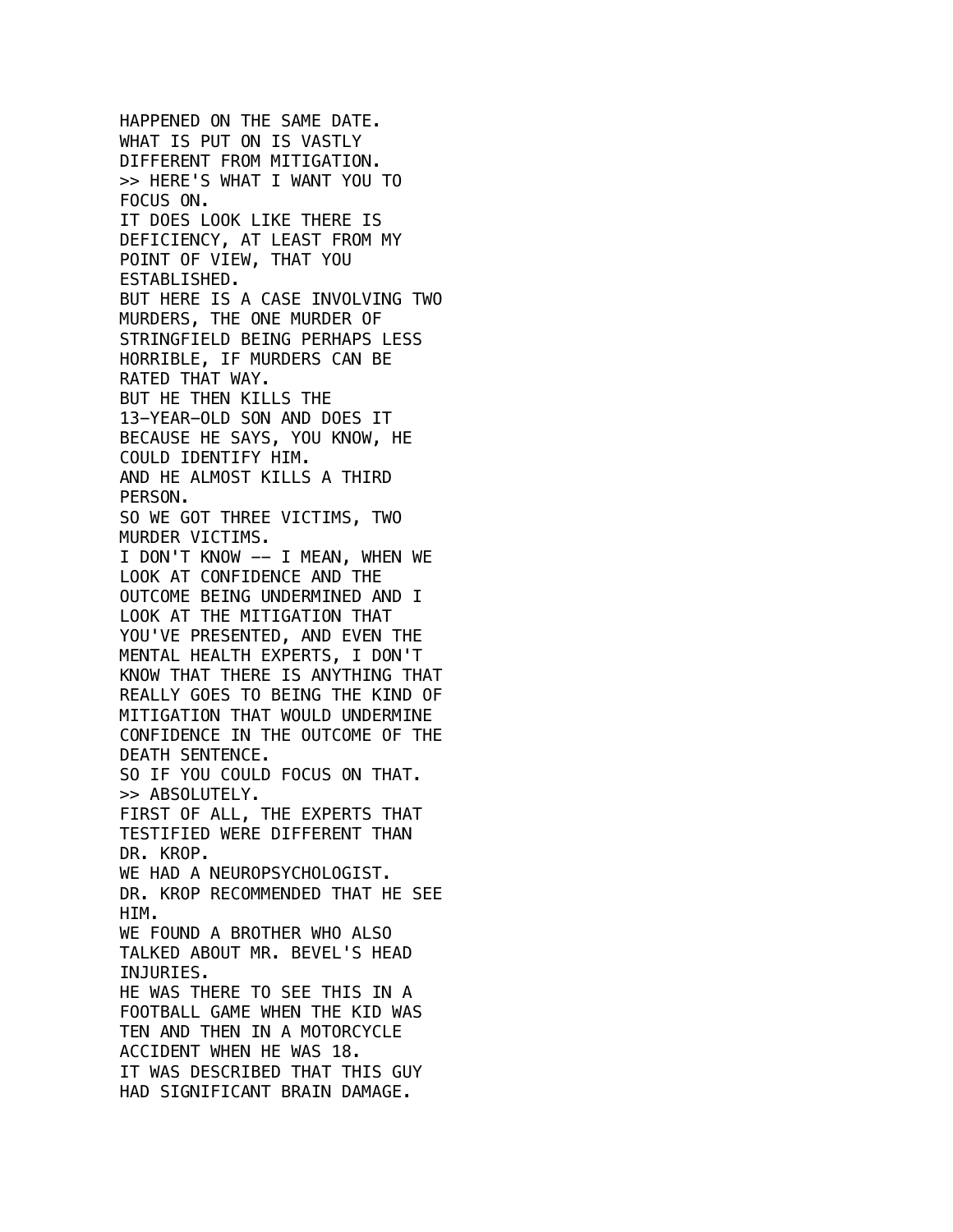HAPPENED ON THE SAME DATE.
WHAT IS PUT ON IS VASTLY
DIFFERENT FROM MITIGATION.
>> HERE'S WHAT I WANT YOU TO
FOCUS ON.
IT DOES LOOK LIKE THERE IS
DEFICIENCY, AT LEAST FROM MY
POINT OF VIEW, THAT YOU
ESTABLISHED.
BUT HERE IS A CASE INVOLVING TWO
MURDERS, THE ONE MURDER OF
STRINGFIELD BEING PERHAPS LESS
HORRIBLE, IF MURDERS CAN BE
RATED THAT WAY.
BUT HE THEN KILLS THE
13-YEAR-OLD SON AND DOES IT
BECAUSE HE SAYS, YOU KNOW, HE
COULD IDENTIFY HIM.
AND HE ALMOST KILLS A THIRD
PERSON.
SO WE GOT THREE VICTIMS, TWO
MURDER VICTIMS.
I DON'T KNOW -- I MEAN, WHEN WE
LOOK AT CONFIDENCE AND THE
OUTCOME BEING UNDERMINED AND I
LOOK AT THE MITIGATION THAT
YOU'VE PRESENTED, AND EVEN THE
MENTAL HEALTH EXPERTS, I DON'T
KNOW THAT THERE IS ANYTHING THAT
REALLY GOES TO BEING THE KIND OF
MITIGATION THAT WOULD UNDERMINE
CONFIDENCE IN THE OUTCOME OF THE
DEATH SENTENCE.
SO IF YOU COULD FOCUS ON THAT.
>> ABSOLUTELY.
FIRST OF ALL, THE EXPERTS THAT
TESTIFIED WERE DIFFERENT THAN
DR. KROP.
WE HAD A NEUROPSYCHOLOGIST.
DR. KROP RECOMMENDED THAT HE SEE
HIM.
WE FOUND A BROTHER WHO ALSO
TALKED ABOUT MR. BEVEL'S HEAD
INJURIES.
HE WAS THERE TO SEE THIS IN A
FOOTBALL GAME WHEN THE KID WAS
TEN AND THEN IN A MOTORCYCLE
ACCIDENT WHEN HE WAS 18.
IT WAS DESCRIBED THAT THIS GUY
HAD SIGNIFICANT BRAIN DAMAGE.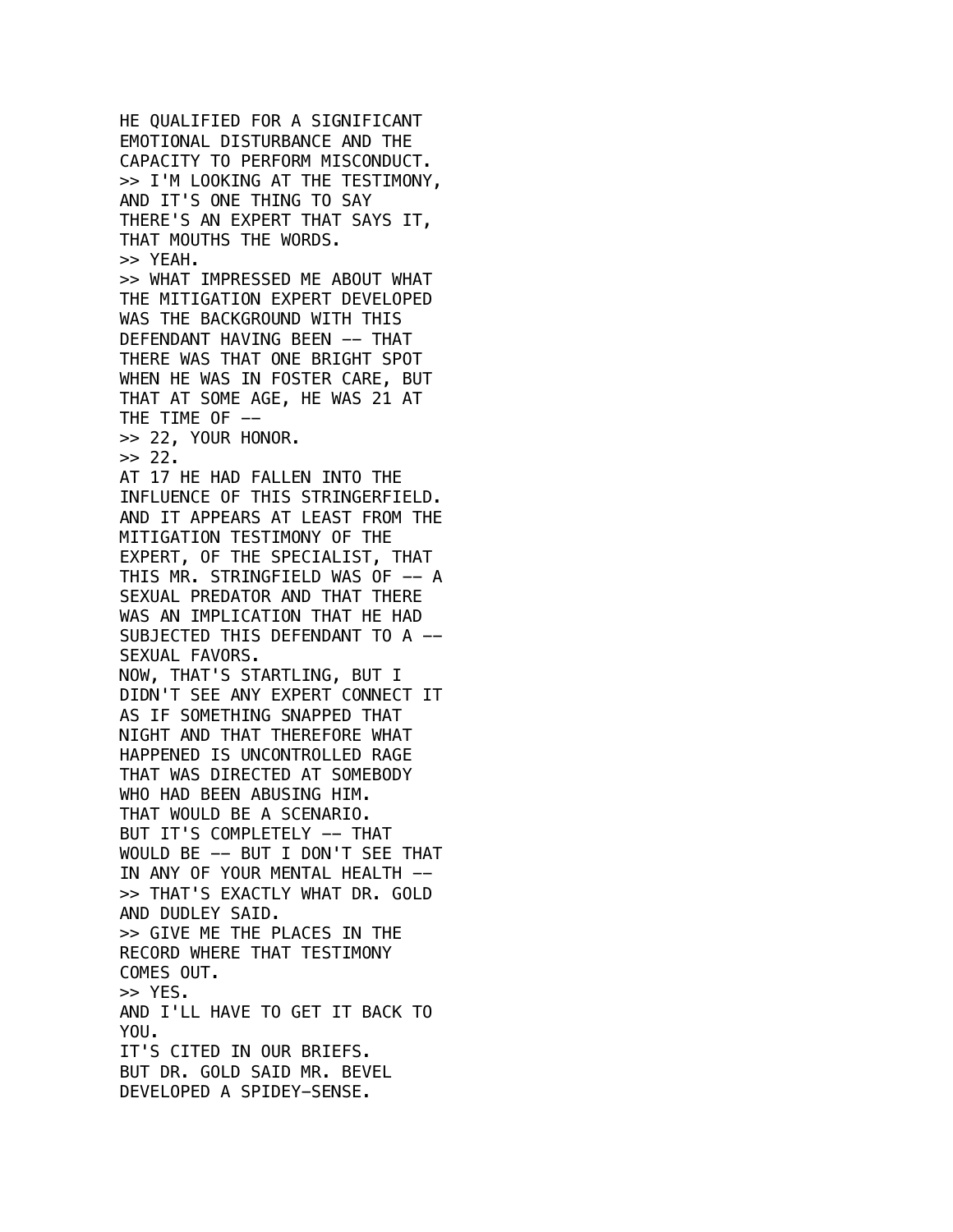HE QUALIFIED FOR A SIGNIFICANT
EMOTIONAL DISTURBANCE AND THE
CAPACITY TO PERFORM MISCONDUCT.
>> I'M LOOKING AT THE TESTIMONY,
AND IT'S ONE THING TO SAY
THERE'S AN EXPERT THAT SAYS IT,
THAT MOUTHS THE WORDS.
>> YEAH.
>> WHAT IMPRESSED ME ABOUT WHAT
THE MITIGATION EXPERT DEVELOPED
WAS THE BACKGROUND WITH THIS
DEFENDANT HAVING BEEN -- THAT
THERE WAS THAT ONE BRIGHT SPOT
WHEN HE WAS IN FOSTER CARE, BUT
THAT AT SOME AGE, HE WAS 21 AT
THE TIME OF --
>> 22, YOUR HONOR.
>> 22.
AT 17 HE HAD FALLEN INTO THE
INFLUENCE OF THIS STRINGERFIELD.
AND IT APPEARS AT LEAST FROM THE
MITIGATION TESTIMONY OF THE
EXPERT, OF THE SPECIALIST, THAT
THIS MR. STRINGFIELD WAS OF -- A
SEXUAL PREDATOR AND THAT THERE
WAS AN IMPLICATION THAT HE HAD
SUBJECTED THIS DEFENDANT TO A --
SEXUAL FAVORS.
NOW, THAT'S STARTLING, BUT I
DIDN'T SEE ANY EXPERT CONNECT IT
AS IF SOMETHING SNAPPED THAT
NIGHT AND THAT THEREFORE WHAT
HAPPENED IS UNCONTROLLED RAGE
THAT WAS DIRECTED AT SOMEBODY
WHO HAD BEEN ABUSING HIM.
THAT WOULD BE A SCENARIO.
BUT IT'S COMPLETELY -- THAT
WOULD BE -- BUT I DON'T SEE THAT
IN ANY OF YOUR MENTAL HEALTH --
>> THAT'S EXACTLY WHAT DR. GOLD
AND DUDLEY SAID.
>> GIVE ME THE PLACES IN THE
RECORD WHERE THAT TESTIMONY
COMES OUT.
>> YES.
AND I'LL HAVE TO GET IT BACK TO
YOU.
IT'S CITED IN OUR BRIEFS.
BUT DR. GOLD SAID MR. BEVEL
DEVELOPED A SPIDEY-SENSE.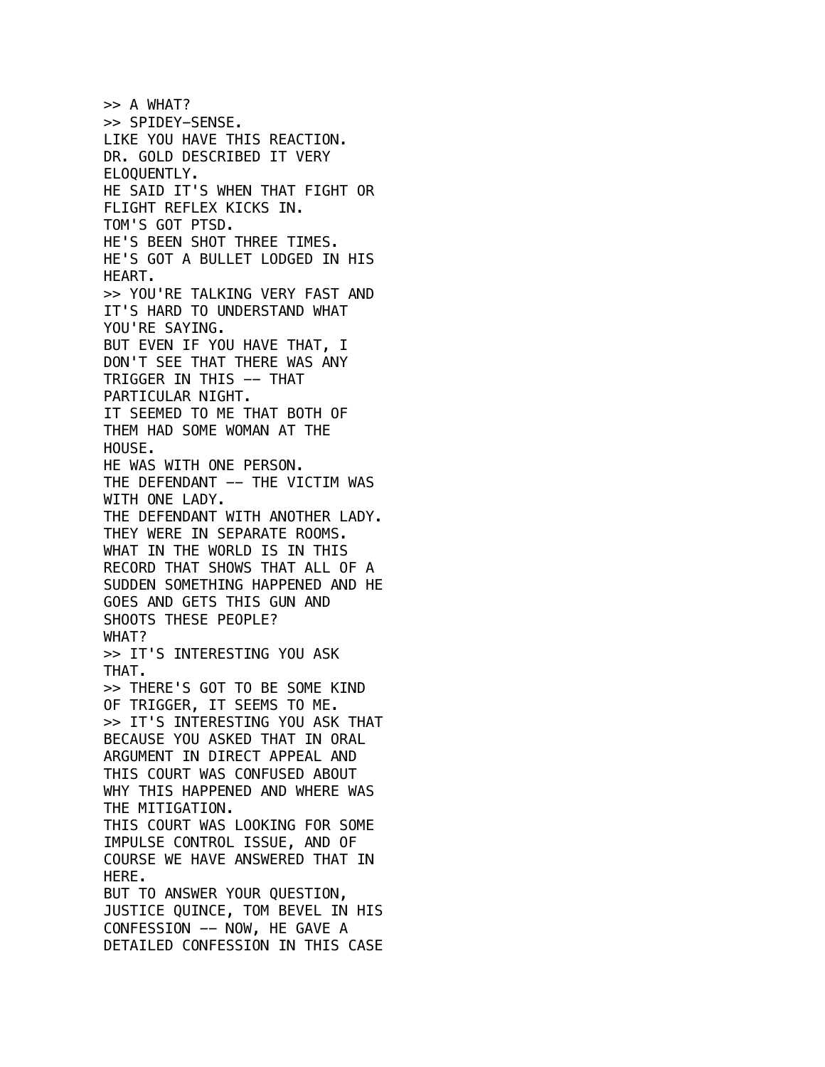>> A WHAT?
>> SPIDEY-SENSE.
LIKE YOU HAVE THIS REACTION.
DR. GOLD DESCRIBED IT VERY
ELOQUENTLY.
HE SAID IT'S WHEN THAT FIGHT OR
FLIGHT REFLEX KICKS IN.
TOM'S GOT PTSD.
HE'S BEEN SHOT THREE TIMES.
HE'S GOT A BULLET LODGED IN HIS
HEART.
>> YOU'RE TALKING VERY FAST AND
IT'S HARD TO UNDERSTAND WHAT
YOU'RE SAYING.
BUT EVEN IF YOU HAVE THAT, I
DON'T SEE THAT THERE WAS ANY
TRIGGER IN THIS -- THAT
PARTICULAR NIGHT.
IT SEEMED TO ME THAT BOTH OF
THEM HAD SOME WOMAN AT THE
HOUSE.
HE WAS WITH ONE PERSON.
THE DEFENDANT -- THE VICTIM WAS
WITH ONE LADY.
THE DEFENDANT WITH ANOTHER LADY.
THEY WERE IN SEPARATE ROOMS.
WHAT IN THE WORLD IS IN THIS
RECORD THAT SHOWS THAT ALL OF A
SUDDEN SOMETHING HAPPENED AND HE
GOES AND GETS THIS GUN AND
SHOOTS THESE PEOPLE?
WHAT?
>> IT'S INTERESTING YOU ASK
THAT.
>> THERE'S GOT TO BE SOME KIND
OF TRIGGER, IT SEEMS TO ME.
>> IT'S INTERESTING YOU ASK THAT
BECAUSE YOU ASKED THAT IN ORAL
ARGUMENT IN DIRECT APPEAL AND
THIS COURT WAS CONFUSED ABOUT
WHY THIS HAPPENED AND WHERE WAS
THE MITIGATION.
THIS COURT WAS LOOKING FOR SOME
IMPULSE CONTROL ISSUE, AND OF
COURSE WE HAVE ANSWERED THAT IN
HERE.
BUT TO ANSWER YOUR QUESTION,
JUSTICE QUINCE, TOM BEVEL IN HIS
CONFESSION -- NOW, HE GAVE A
DETAILED CONFESSION IN THIS CASE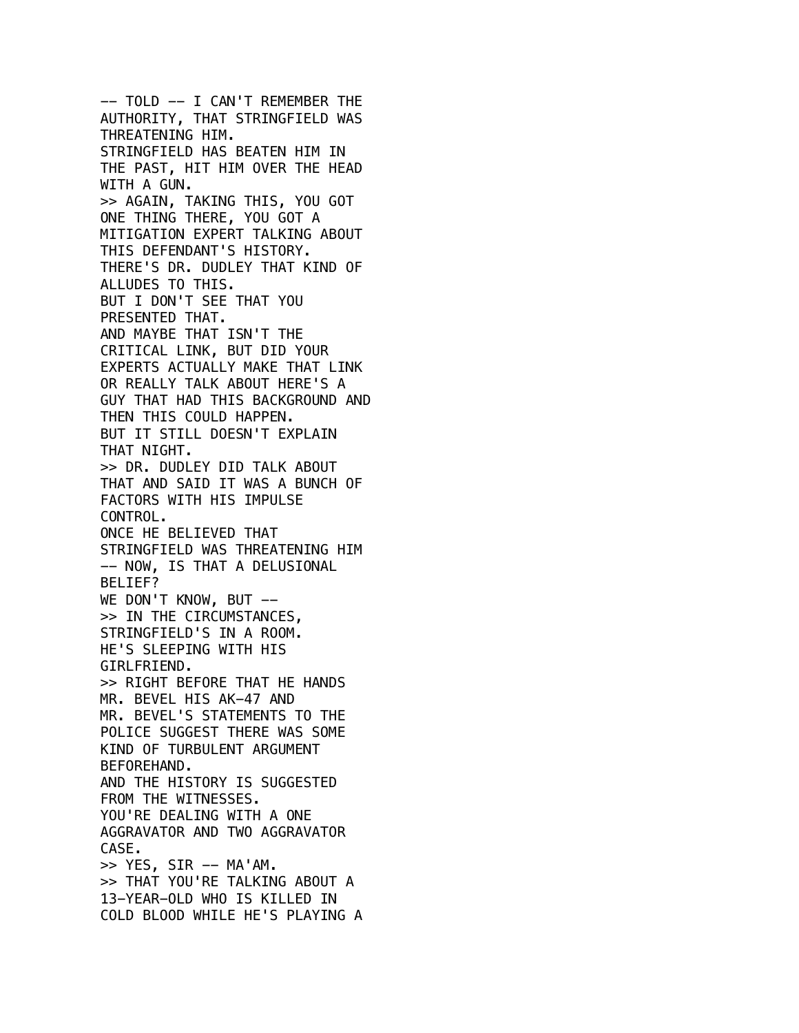-- TOLD -- I CAN'T REMEMBER THE AUTHORITY, THAT STRINGFIELD WAS THREATENING HIM.
STRINGFIELD HAS BEATEN HIM IN THE PAST, HIT HIM OVER THE HEAD WITH A GUN.
>> AGAIN, TAKING THIS, YOU GOT ONE THING THERE, YOU GOT A MITIGATION EXPERT TALKING ABOUT THIS DEFENDANT'S HISTORY.
THERE'S DR. DUDLEY THAT KIND OF ALLUDES TO THIS.
BUT I DON'T SEE THAT YOU PRESENTED THAT.
AND MAYBE THAT ISN'T THE CRITICAL LINK, BUT DID YOUR EXPERTS ACTUALLY MAKE THAT LINK OR REALLY TALK ABOUT HERE'S A GUY THAT HAD THIS BACKGROUND AND THEN THIS COULD HAPPEN.
BUT IT STILL DOESN'T EXPLAIN THAT NIGHT.
>> DR. DUDLEY DID TALK ABOUT THAT AND SAID IT WAS A BUNCH OF FACTORS WITH HIS IMPULSE CONTROL.
ONCE HE BELIEVED THAT STRINGFIELD WAS THREATENING HIM -- NOW, IS THAT A DELUSIONAL BELIEF?
WE DON'T KNOW, BUT --
>> IN THE CIRCUMSTANCES, STRINGFIELD'S IN A ROOM.
HE'S SLEEPING WITH HIS GIRLFRIEND.
>> RIGHT BEFORE THAT HE HANDS MR. BEVEL HIS AK-47 AND MR. BEVEL'S STATEMENTS TO THE POLICE SUGGEST THERE WAS SOME KIND OF TURBULENT ARGUMENT BEFOREHAND.
AND THE HISTORY IS SUGGESTED FROM THE WITNESSES.
YOU'RE DEALING WITH A ONE AGGRAVATOR AND TWO AGGRAVATOR CASE.
>> YES, SIR -- MA'AM.
>> THAT YOU'RE TALKING ABOUT A 13-YEAR-OLD WHO IS KILLED IN COLD BLOOD WHILE HE'S PLAYING A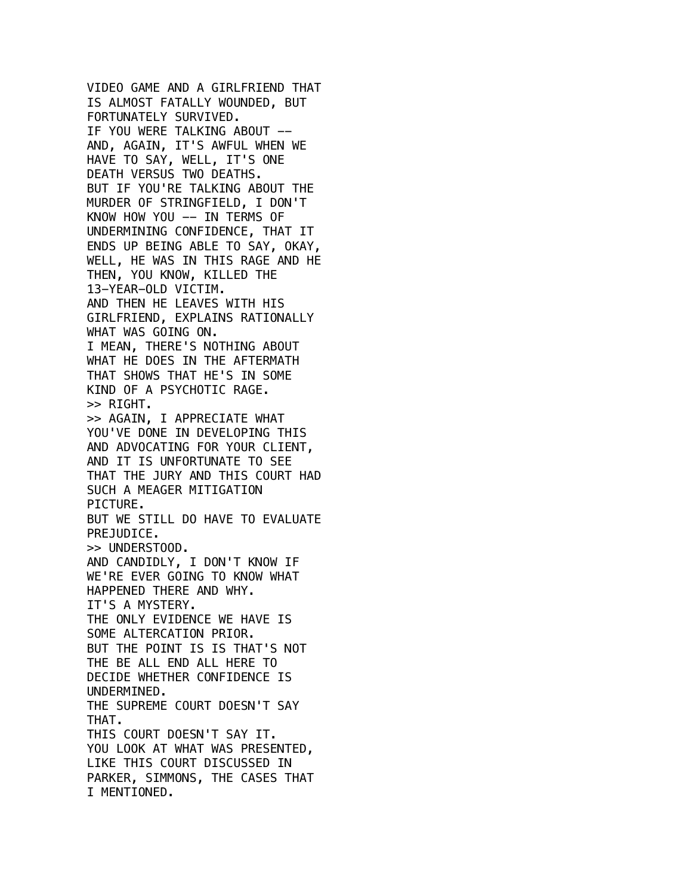VIDEO GAME AND A GIRLFRIEND THAT
IS ALMOST FATALLY WOUNDED, BUT
FORTUNATELY SURVIVED.
IF YOU WERE TALKING ABOUT --
AND, AGAIN, IT'S AWFUL WHEN WE
HAVE TO SAY, WELL, IT'S ONE
DEATH VERSUS TWO DEATHS.
BUT IF YOU'RE TALKING ABOUT THE
MURDER OF STRINGFIELD, I DON'T
KNOW HOW YOU -- IN TERMS OF
UNDERMINING CONFIDENCE, THAT IT
ENDS UP BEING ABLE TO SAY, OKAY,
WELL, HE WAS IN THIS RAGE AND HE
THEN, YOU KNOW, KILLED THE
13-YEAR-OLD VICTIM.
AND THEN HE LEAVES WITH HIS
GIRLFRIEND, EXPLAINS RATIONALLY
WHAT WAS GOING ON.
I MEAN, THERE'S NOTHING ABOUT
WHAT HE DOES IN THE AFTERMATH
THAT SHOWS THAT HE'S IN SOME
KIND OF A PSYCHOTIC RAGE.
>> RIGHT.
>> AGAIN, I APPRECIATE WHAT
YOU'VE DONE IN DEVELOPING THIS
AND ADVOCATING FOR YOUR CLIENT,
AND IT IS UNFORTUNATE TO SEE
THAT THE JURY AND THIS COURT HAD
SUCH A MEAGER MITIGATION
PICTURE.
BUT WE STILL DO HAVE TO EVALUATE
PREJUDICE.
>> UNDERSTOOD.
AND CANDIDLY, I DON'T KNOW IF
WE'RE EVER GOING TO KNOW WHAT
HAPPENED THERE AND WHY.
IT'S A MYSTERY.
THE ONLY EVIDENCE WE HAVE IS
SOME ALTERCATION PRIOR.
BUT THE POINT IS IS THAT'S NOT
THE BE ALL END ALL HERE TO
DECIDE WHETHER CONFIDENCE IS
UNDERMINED.
THE SUPREME COURT DOESN'T SAY
THAT.
THIS COURT DOESN'T SAY IT.
YOU LOOK AT WHAT WAS PRESENTED,
LIKE THIS COURT DISCUSSED IN
PARKER, SIMMONS, THE CASES THAT
I MENTIONED.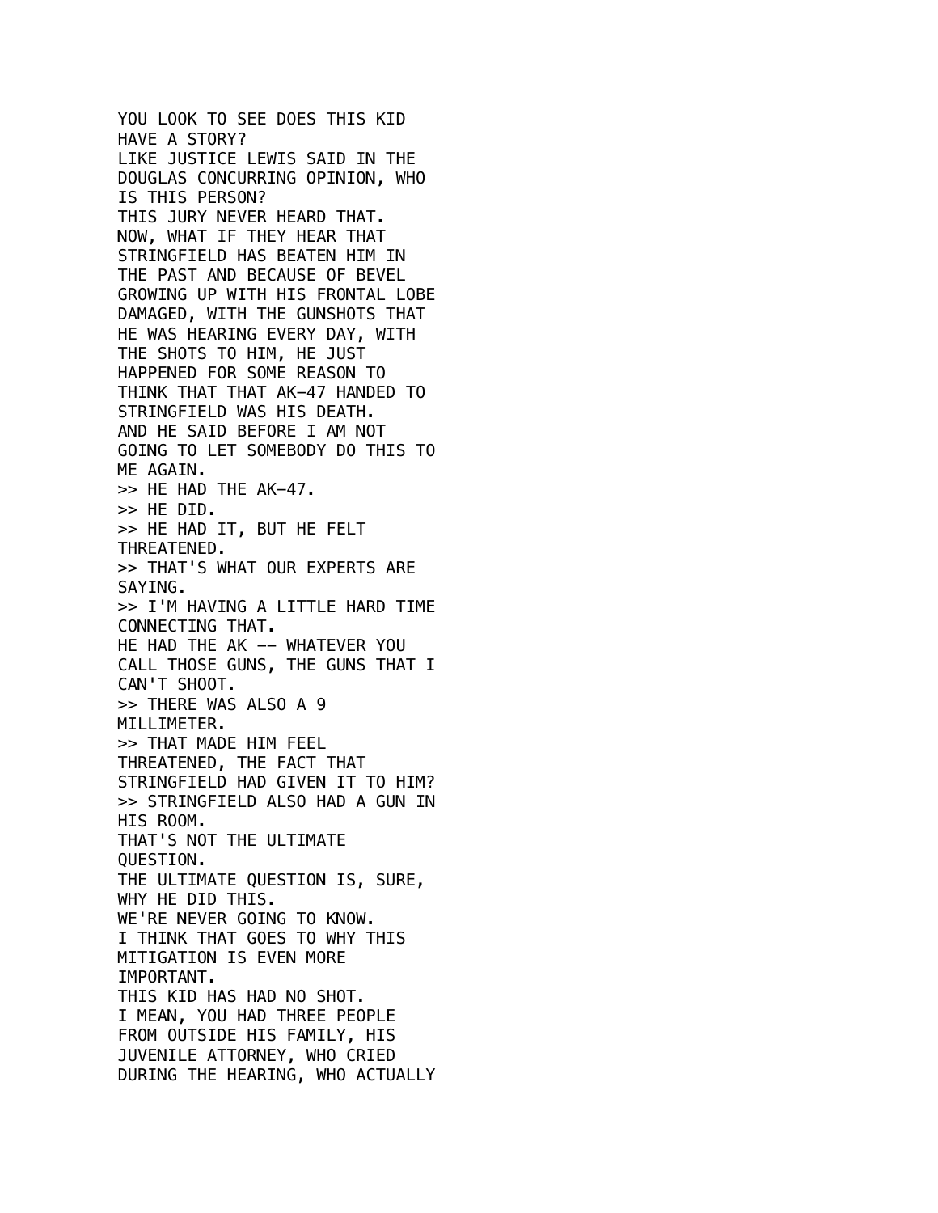YOU LOOK TO SEE DOES THIS KID HAVE A STORY?
LIKE JUSTICE LEWIS SAID IN THE DOUGLAS CONCURRING OPINION, WHO IS THIS PERSON?
THIS JURY NEVER HEARD THAT.
NOW, WHAT IF THEY HEAR THAT STRINGFIELD HAS BEATEN HIM IN THE PAST AND BECAUSE OF BEVEL GROWING UP WITH HIS FRONTAL LOBE DAMAGED, WITH THE GUNSHOTS THAT HE WAS HEARING EVERY DAY, WITH THE SHOTS TO HIM, HE JUST HAPPENED FOR SOME REASON TO THINK THAT THAT AK-47 HANDED TO STRINGFIELD WAS HIS DEATH.
AND HE SAID BEFORE I AM NOT GOING TO LET SOMEBODY DO THIS TO ME AGAIN.
>> HE HAD THE AK-47.
>> HE DID.
>> HE HAD IT, BUT HE FELT THREATENED.
>> THAT'S WHAT OUR EXPERTS ARE SAYING.
>> I'M HAVING A LITTLE HARD TIME CONNECTING THAT.
HE HAD THE AK -- WHATEVER YOU CALL THOSE GUNS, THE GUNS THAT I CAN'T SHOOT.
>> THERE WAS ALSO A 9 MILLIMETER.
>> THAT MADE HIM FEEL THREATENED, THE FACT THAT STRINGFIELD HAD GIVEN IT TO HIM?
>> STRINGFIELD ALSO HAD A GUN IN HIS ROOM.
THAT'S NOT THE ULTIMATE QUESTION.
THE ULTIMATE QUESTION IS, SURE, WHY HE DID THIS.
WE'RE NEVER GOING TO KNOW.
I THINK THAT GOES TO WHY THIS MITIGATION IS EVEN MORE IMPORTANT.
THIS KID HAS HAD NO SHOT.
I MEAN, YOU HAD THREE PEOPLE FROM OUTSIDE HIS FAMILY, HIS JUVENILE ATTORNEY, WHO CRIED DURING THE HEARING, WHO ACTUALLY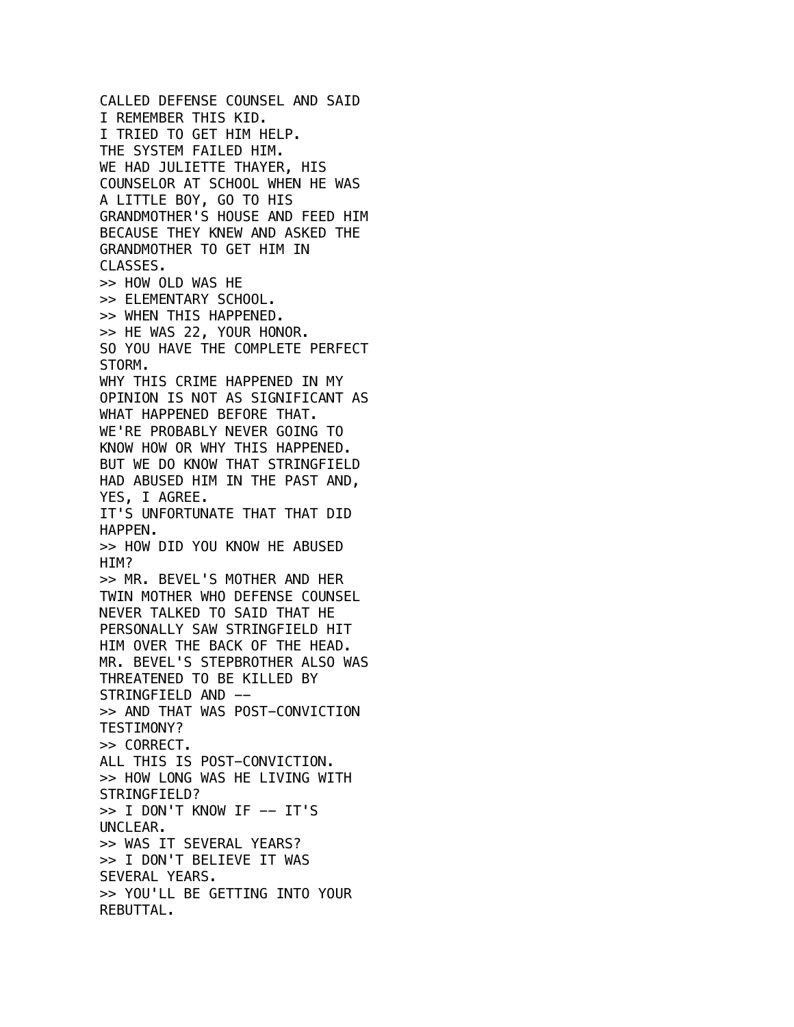CALLED DEFENSE COUNSEL AND SAID
I REMEMBER THIS KID.
I TRIED TO GET HIM HELP.
THE SYSTEM FAILED HIM.
WE HAD JULIETTE THAYER, HIS
COUNSELOR AT SCHOOL WHEN HE WAS
A LITTLE BOY, GO TO HIS
GRANDMOTHER'S HOUSE AND FEED HIM
BECAUSE THEY KNEW AND ASKED THE
GRANDMOTHER TO GET HIM IN
CLASSES.
>> HOW OLD WAS HE
>> ELEMENTARY SCHOOL.
>> WHEN THIS HAPPENED.
>> HE WAS 22, YOUR HONOR.
SO YOU HAVE THE COMPLETE PERFECT
STORM.
WHY THIS CRIME HAPPENED IN MY
OPINION IS NOT AS SIGNIFICANT AS
WHAT HAPPENED BEFORE THAT.
WE'RE PROBABLY NEVER GOING TO
KNOW HOW OR WHY THIS HAPPENED.
BUT WE DO KNOW THAT STRINGFIELD
HAD ABUSED HIM IN THE PAST AND,
YES, I AGREE.
IT'S UNFORTUNATE THAT THAT DID
HAPPEN.
>> HOW DID YOU KNOW HE ABUSED
HIM?
>> MR. BEVEL'S MOTHER AND HER
TWIN MOTHER WHO DEFENSE COUNSEL
NEVER TALKED TO SAID THAT HE
PERSONALLY SAW STRINGFIELD HIT
HIM OVER THE BACK OF THE HEAD.
MR. BEVEL'S STEPBROTHER ALSO WAS
THREATENED TO BE KILLED BY
STRINGFIELD AND --
>> AND THAT WAS POST-CONVICTION
TESTIMONY?
>> CORRECT.
ALL THIS IS POST-CONVICTION.
>> HOW LONG WAS HE LIVING WITH
STRINGFIELD?
>> I DON'T KNOW IF -- IT'S
UNCLEAR.
>> WAS IT SEVERAL YEARS?
>> I DON'T BELIEVE IT WAS
SEVERAL YEARS.
>> YOU'LL BE GETTING INTO YOUR
REBUTTAL.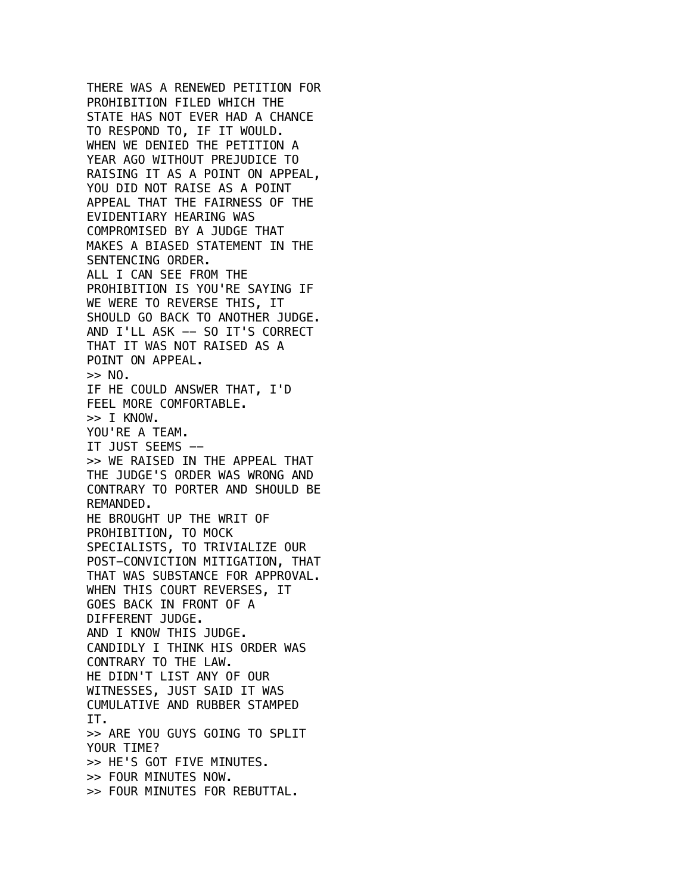THERE WAS A RENEWED PETITION FOR PROHIBITION FILED WHICH THE STATE HAS NOT EVER HAD A CHANCE TO RESPOND TO, IF IT WOULD.
WHEN WE DENIED THE PETITION A YEAR AGO WITHOUT PREJUDICE TO RAISING IT AS A POINT ON APPEAL, YOU DID NOT RAISE AS A POINT APPEAL THAT THE FAIRNESS OF THE EVIDENTIARY HEARING WAS COMPROMISED BY A JUDGE THAT MAKES A BIASED STATEMENT IN THE SENTENCING ORDER.
ALL I CAN SEE FROM THE PROHIBITION IS YOU'RE SAYING IF WE WERE TO REVERSE THIS, IT SHOULD GO BACK TO ANOTHER JUDGE.
AND I'LL ASK -- SO IT'S CORRECT THAT IT WAS NOT RAISED AS A POINT ON APPEAL.
>> NO.
IF HE COULD ANSWER THAT, I'D FEEL MORE COMFORTABLE.
>> I KNOW.
YOU'RE A TEAM.
IT JUST SEEMS --
>> WE RAISED IN THE APPEAL THAT THE JUDGE'S ORDER WAS WRONG AND CONTRARY TO PORTER AND SHOULD BE REMANDED.
HE BROUGHT UP THE WRIT OF PROHIBITION, TO MOCK SPECIALISTS, TO TRIVIALIZE OUR POST-CONVICTION MITIGATION, THAT THAT WAS SUBSTANCE FOR APPROVAL.
WHEN THIS COURT REVERSES, IT GOES BACK IN FRONT OF A DIFFERENT JUDGE.
AND I KNOW THIS JUDGE.
CANDIDLY I THINK HIS ORDER WAS CONTRARY TO THE LAW.
HE DIDN'T LIST ANY OF OUR WITNESSES, JUST SAID IT WAS CUMULATIVE AND RUBBER STAMPED IT.
>> ARE YOU GUYS GOING TO SPLIT YOUR TIME?
>> HE'S GOT FIVE MINUTES.
>> FOUR MINUTES NOW.
>> FOUR MINUTES FOR REBUTTAL.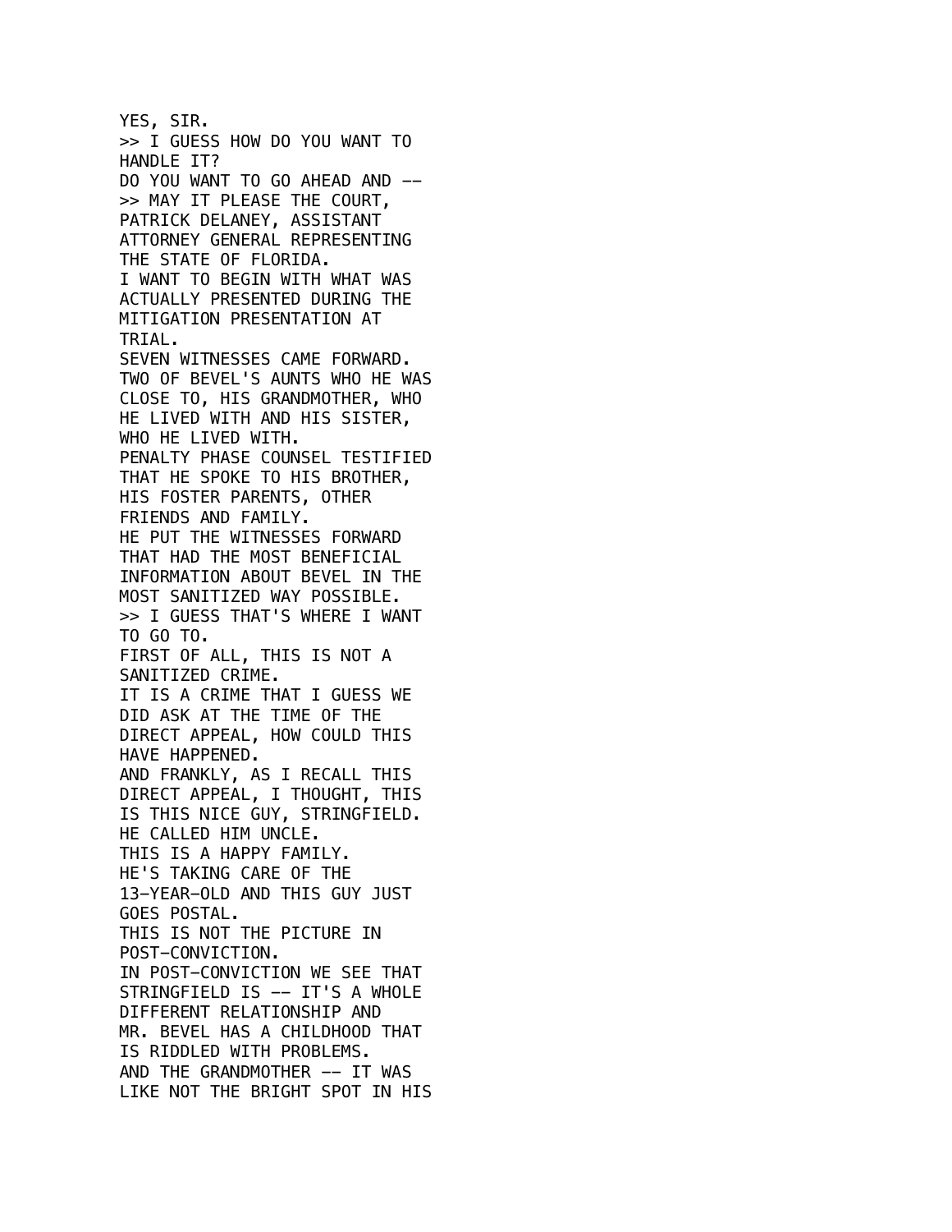YES, SIR.
>> I GUESS HOW DO YOU WANT TO HANDLE IT?
DO YOU WANT TO GO AHEAD AND --
>> MAY IT PLEASE THE COURT, PATRICK DELANEY, ASSISTANT ATTORNEY GENERAL REPRESENTING THE STATE OF FLORIDA.
I WANT TO BEGIN WITH WHAT WAS ACTUALLY PRESENTED DURING THE MITIGATION PRESENTATION AT TRIAL.
SEVEN WITNESSES CAME FORWARD.
TWO OF BEVEL'S AUNTS WHO HE WAS CLOSE TO, HIS GRANDMOTHER, WHO HE LIVED WITH AND HIS SISTER, WHO HE LIVED WITH.
PENALTY PHASE COUNSEL TESTIFIED THAT HE SPOKE TO HIS BROTHER, HIS FOSTER PARENTS, OTHER FRIENDS AND FAMILY.
HE PUT THE WITNESSES FORWARD THAT HAD THE MOST BENEFICIAL INFORMATION ABOUT BEVEL IN THE MOST SANITIZED WAY POSSIBLE.
>> I GUESS THAT'S WHERE I WANT TO GO TO.
FIRST OF ALL, THIS IS NOT A SANITIZED CRIME.
IT IS A CRIME THAT I GUESS WE DID ASK AT THE TIME OF THE DIRECT APPEAL, HOW COULD THIS HAVE HAPPENED.
AND FRANKLY, AS I RECALL THIS DIRECT APPEAL, I THOUGHT, THIS IS THIS NICE GUY, STRINGFIELD.
HE CALLED HIM UNCLE.
THIS IS A HAPPY FAMILY.
HE'S TAKING CARE OF THE 13-YEAR-OLD AND THIS GUY JUST GOES POSTAL.
THIS IS NOT THE PICTURE IN POST-CONVICTION.
IN POST-CONVICTION WE SEE THAT STRINGFIELD IS -- IT'S A WHOLE DIFFERENT RELATIONSHIP AND MR. BEVEL HAS A CHILDHOOD THAT IS RIDDLED WITH PROBLEMS.
AND THE GRANDMOTHER -- IT WAS LIKE NOT THE BRIGHT SPOT IN HIS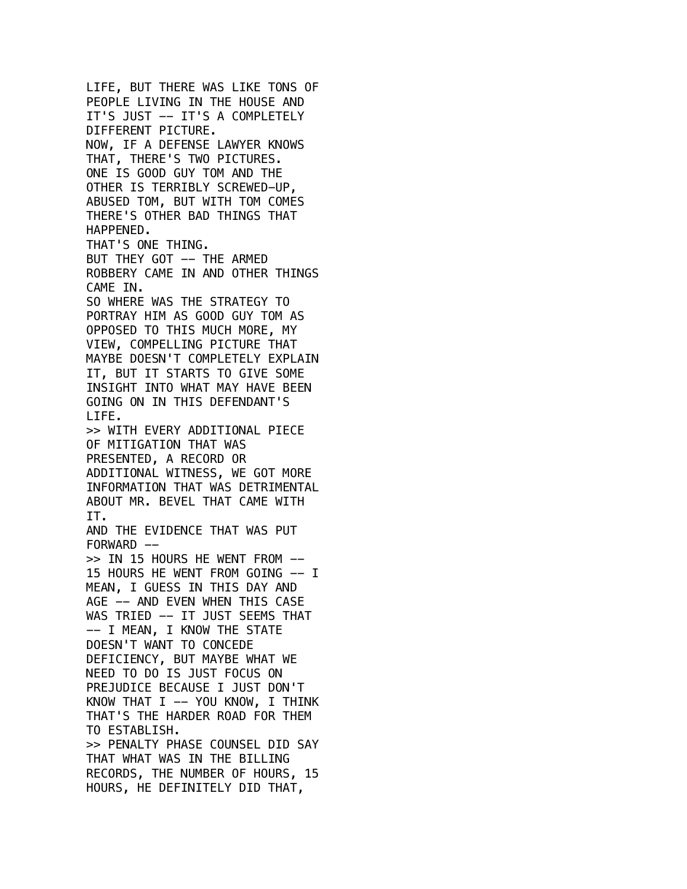LIFE, BUT THERE WAS LIKE TONS OF PEOPLE LIVING IN THE HOUSE AND IT'S JUST -- IT'S A COMPLETELY DIFFERENT PICTURE.
NOW, IF A DEFENSE LAWYER KNOWS THAT, THERE'S TWO PICTURES.
ONE IS GOOD GUY TOM AND THE OTHER IS TERRIBLY SCREWED-UP, ABUSED TOM, BUT WITH TOM COMES THERE'S OTHER BAD THINGS THAT HAPPENED.
THAT'S ONE THING.
BUT THEY GOT -- THE ARMED ROBBERY CAME IN AND OTHER THINGS CAME IN.
SO WHERE WAS THE STRATEGY TO PORTRAY HIM AS GOOD GUY TOM AS OPPOSED TO THIS MUCH MORE, MY VIEW, COMPELLING PICTURE THAT MAYBE DOESN'T COMPLETELY EXPLAIN IT, BUT IT STARTS TO GIVE SOME INSIGHT INTO WHAT MAY HAVE BEEN GOING ON IN THIS DEFENDANT'S LIFE.
>> WITH EVERY ADDITIONAL PIECE OF MITIGATION THAT WAS PRESENTED, A RECORD OR ADDITIONAL WITNESS, WE GOT MORE INFORMATION THAT WAS DETRIMENTAL ABOUT MR. BEVEL THAT CAME WITH IT.
AND THE EVIDENCE THAT WAS PUT FORWARD --
>> IN 15 HOURS HE WENT FROM -- 15 HOURS HE WENT FROM GOING -- I MEAN, I GUESS IN THIS DAY AND AGE -- AND EVEN WHEN THIS CASE WAS TRIED -- IT JUST SEEMS THAT -- I MEAN, I KNOW THE STATE DOESN'T WANT TO CONCEDE DEFICIENCY, BUT MAYBE WHAT WE NEED TO DO IS JUST FOCUS ON PREJUDICE BECAUSE I JUST DON'T KNOW THAT I -- YOU KNOW, I THINK THAT'S THE HARDER ROAD FOR THEM TO ESTABLISH.
>> PENALTY PHASE COUNSEL DID SAY THAT WHAT WAS IN THE BILLING RECORDS, THE NUMBER OF HOURS, 15 HOURS, HE DEFINITELY DID THAT,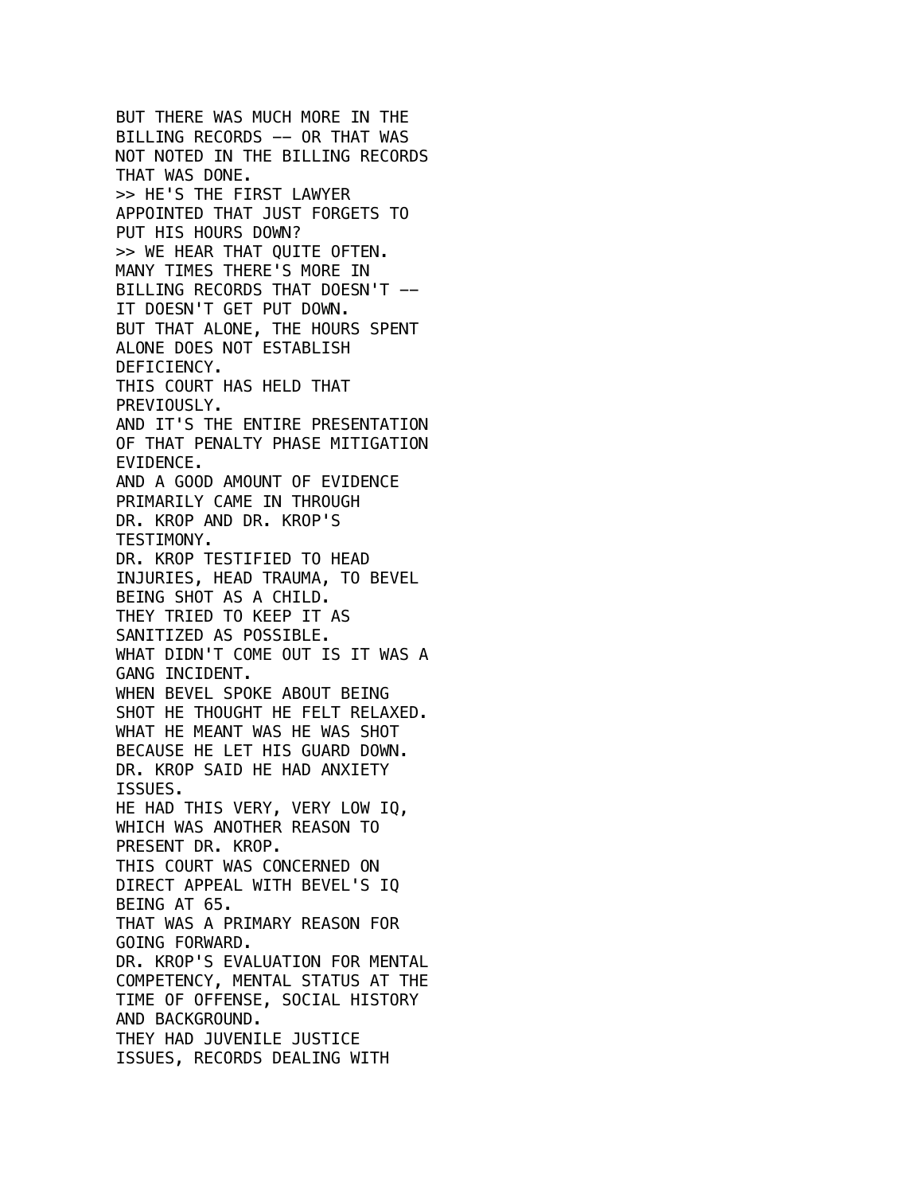BUT THERE WAS MUCH MORE IN THE BILLING RECORDS -- OR THAT WAS NOT NOTED IN THE BILLING RECORDS THAT WAS DONE.

>> HE'S THE FIRST LAWYER APPOINTED THAT JUST FORGETS TO PUT HIS HOURS DOWN?

>> WE HEAR THAT QUITE OFTEN.
MANY TIMES THERE'S MORE IN BILLING RECORDS THAT DOESN'T -- IT DOESN'T GET PUT DOWN.
BUT THAT ALONE, THE HOURS SPENT ALONE DOES NOT ESTABLISH DEFICIENCY.
THIS COURT HAS HELD THAT PREVIOUSLY.
AND IT'S THE ENTIRE PRESENTATION OF THAT PENALTY PHASE MITIGATION EVIDENCE.
AND A GOOD AMOUNT OF EVIDENCE PRIMARILY CAME IN THROUGH DR. KROP AND DR. KROP'S TESTIMONY.
DR. KROP TESTIFIED TO HEAD INJURIES, HEAD TRAUMA, TO BEVEL BEING SHOT AS A CHILD.
THEY TRIED TO KEEP IT AS SANITIZED AS POSSIBLE.
WHAT DIDN'T COME OUT IS IT WAS A GANG INCIDENT.
WHEN BEVEL SPOKE ABOUT BEING SHOT HE THOUGHT HE FELT RELAXED.
WHAT HE MEANT WAS HE WAS SHOT BECAUSE HE LET HIS GUARD DOWN.
DR. KROP SAID HE HAD ANXIETY ISSUES.
HE HAD THIS VERY, VERY LOW IQ, WHICH WAS ANOTHER REASON TO PRESENT DR. KROP.
THIS COURT WAS CONCERNED ON DIRECT APPEAL WITH BEVEL'S IQ BEING AT 65.
THAT WAS A PRIMARY REASON FOR GOING FORWARD.
DR. KROP'S EVALUATION FOR MENTAL COMPETENCY, MENTAL STATUS AT THE TIME OF OFFENSE, SOCIAL HISTORY AND BACKGROUND.
THEY HAD JUVENILE JUSTICE ISSUES, RECORDS DEALING WITH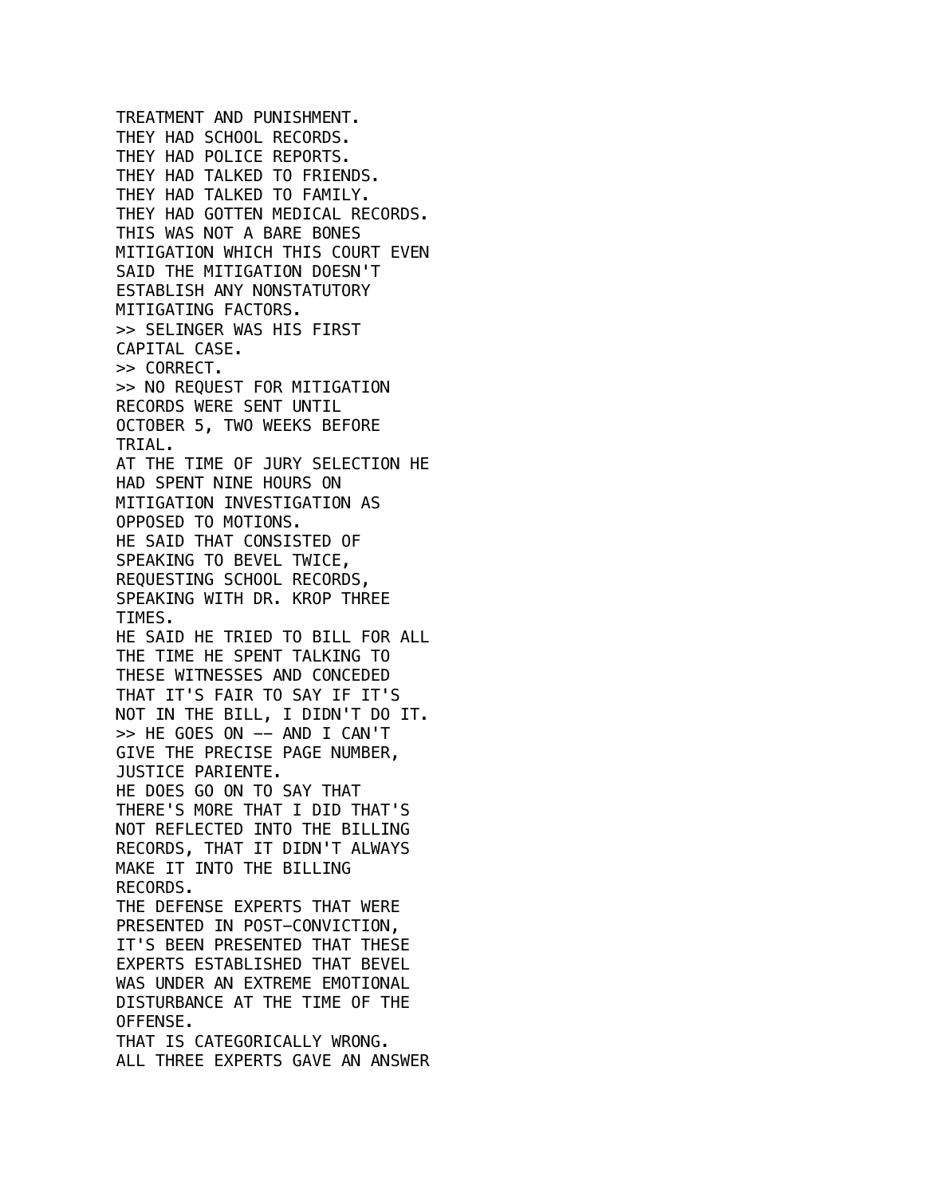TREATMENT AND PUNISHMENT.
THEY HAD SCHOOL RECORDS.
THEY HAD POLICE REPORTS.
THEY HAD TALKED TO FRIENDS.
THEY HAD TALKED TO FAMILY.
THEY HAD GOTTEN MEDICAL RECORDS.
THIS WAS NOT A BARE BONES
MITIGATION WHICH THIS COURT EVEN
SAID THE MITIGATION DOESN'T
ESTABLISH ANY NONSTATUTORY
MITIGATING FACTORS.
>> SELINGER WAS HIS FIRST
CAPITAL CASE.
>> CORRECT.
>> NO REQUEST FOR MITIGATION
RECORDS WERE SENT UNTIL
OCTOBER 5, TWO WEEKS BEFORE
TRIAL.
AT THE TIME OF JURY SELECTION HE
HAD SPENT NINE HOURS ON
MITIGATION INVESTIGATION AS
OPPOSED TO MOTIONS.
HE SAID THAT CONSISTED OF
SPEAKING TO BEVEL TWICE,
REQUESTING SCHOOL RECORDS,
SPEAKING WITH DR. KROP THREE
TIMES.
HE SAID HE TRIED TO BILL FOR ALL
THE TIME HE SPENT TALKING TO
THESE WITNESSES AND CONCEDED
THAT IT'S FAIR TO SAY IF IT'S
NOT IN THE BILL, I DIDN'T DO IT.
>> HE GOES ON -- AND I CAN'T
GIVE THE PRECISE PAGE NUMBER,
JUSTICE PARIENTE.
HE DOES GO ON TO SAY THAT
THERE'S MORE THAT I DID THAT'S
NOT REFLECTED INTO THE BILLING
RECORDS, THAT IT DIDN'T ALWAYS
MAKE IT INTO THE BILLING
RECORDS.
THE DEFENSE EXPERTS THAT WERE
PRESENTED IN POST-CONVICTION,
IT'S BEEN PRESENTED THAT THESE
EXPERTS ESTABLISHED THAT BEVEL
WAS UNDER AN EXTREME EMOTIONAL
DISTURBANCE AT THE TIME OF THE
OFFENSE.
THAT IS CATEGORICALLY WRONG.
ALL THREE EXPERTS GAVE AN ANSWER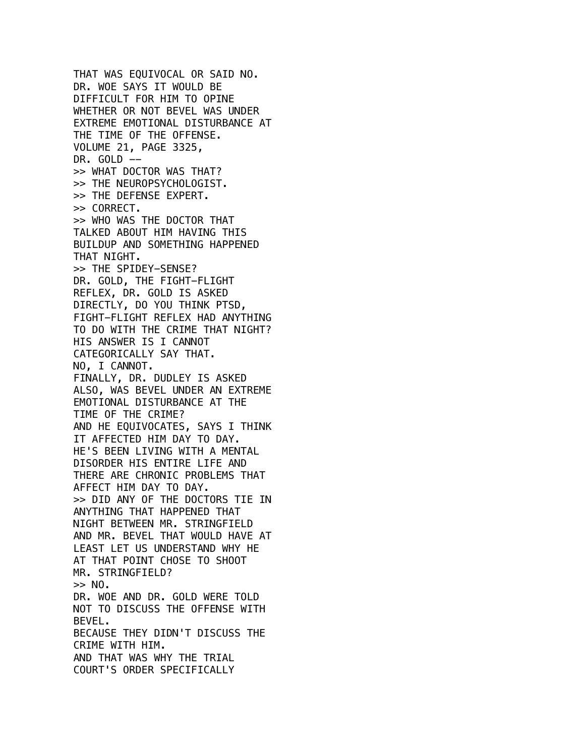THAT WAS EQUIVOCAL OR SAID NO.
DR. WOE SAYS IT WOULD BE
DIFFICULT FOR HIM TO OPINE
WHETHER OR NOT BEVEL WAS UNDER
EXTREME EMOTIONAL DISTURBANCE AT
THE TIME OF THE OFFENSE.
VOLUME 21, PAGE 3325,
DR. GOLD --
>> WHAT DOCTOR WAS THAT?
>> THE NEUROPSYCHOLOGIST.
>> THE DEFENSE EXPERT.
>> CORRECT.
>> WHO WAS THE DOCTOR THAT
TALKED ABOUT HIM HAVING THIS
BUILDUP AND SOMETHING HAPPENED
THAT NIGHT.
>> THE SPIDEY-SENSE?
DR. GOLD, THE FIGHT-FLIGHT
REFLEX, DR. GOLD IS ASKED
DIRECTLY, DO YOU THINK PTSD,
FIGHT-FLIGHT REFLEX HAD ANYTHING
TO DO WITH THE CRIME THAT NIGHT?
HIS ANSWER IS I CANNOT
CATEGORICALLY SAY THAT.
NO, I CANNOT.
FINALLY, DR. DUDLEY IS ASKED
ALSO, WAS BEVEL UNDER AN EXTREME
EMOTIONAL DISTURBANCE AT THE
TIME OF THE CRIME?
AND HE EQUIVOCATES, SAYS I THINK
IT AFFECTED HIM DAY TO DAY.
HE'S BEEN LIVING WITH A MENTAL
DISORDER HIS ENTIRE LIFE AND
THERE ARE CHRONIC PROBLEMS THAT
AFFECT HIM DAY TO DAY.
>> DID ANY OF THE DOCTORS TIE IN
ANYTHING THAT HAPPENED THAT
NIGHT BETWEEN MR. STRINGFIELD
AND MR. BEVEL THAT WOULD HAVE AT
LEAST LET US UNDERSTAND WHY HE
AT THAT POINT CHOSE TO SHOOT
MR. STRINGFIELD?
>> NO.
DR. WOE AND DR. GOLD WERE TOLD
NOT TO DISCUSS THE OFFENSE WITH
BEVEL.
BECAUSE THEY DIDN'T DISCUSS THE
CRIME WITH HIM.
AND THAT WAS WHY THE TRIAL
COURT'S ORDER SPECIFICALLY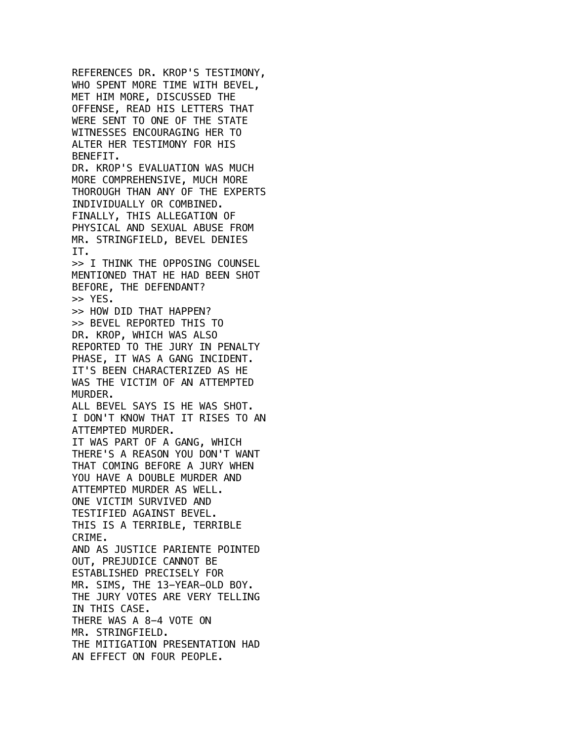REFERENCES DR. KROP'S TESTIMONY, WHO SPENT MORE TIME WITH BEVEL, MET HIM MORE, DISCUSSED THE OFFENSE, READ HIS LETTERS THAT WERE SENT TO ONE OF THE STATE WITNESSES ENCOURAGING HER TO ALTER HER TESTIMONY FOR HIS BENEFIT.
DR. KROP'S EVALUATION WAS MUCH MORE COMPREHENSIVE, MUCH MORE THOROUGH THAN ANY OF THE EXPERTS INDIVIDUALLY OR COMBINED.
FINALLY, THIS ALLEGATION OF PHYSICAL AND SEXUAL ABUSE FROM MR. STRINGFIELD, BEVEL DENIES IT.
>> I THINK THE OPPOSING COUNSEL MENTIONED THAT HE HAD BEEN SHOT BEFORE, THE DEFENDANT?
>> YES.
>> HOW DID THAT HAPPEN?
>> BEVEL REPORTED THIS TO DR. KROP, WHICH WAS ALSO REPORTED TO THE JURY IN PENALTY PHASE, IT WAS A GANG INCIDENT.
IT'S BEEN CHARACTERIZED AS HE WAS THE VICTIM OF AN ATTEMPTED MURDER.
ALL BEVEL SAYS IS HE WAS SHOT.
I DON'T KNOW THAT IT RISES TO AN ATTEMPTED MURDER.
IT WAS PART OF A GANG, WHICH THERE'S A REASON YOU DON'T WANT THAT COMING BEFORE A JURY WHEN YOU HAVE A DOUBLE MURDER AND ATTEMPTED MURDER AS WELL.
ONE VICTIM SURVIVED AND TESTIFIED AGAINST BEVEL.
THIS IS A TERRIBLE, TERRIBLE CRIME.
AND AS JUSTICE PARIENTE POINTED OUT, PREJUDICE CANNOT BE ESTABLISHED PRECISELY FOR MR. SIMS, THE 13-YEAR-OLD BOY.
THE JURY VOTES ARE VERY TELLING IN THIS CASE.
THERE WAS A 8-4 VOTE ON MR. STRINGFIELD.
THE MITIGATION PRESENTATION HAD AN EFFECT ON FOUR PEOPLE.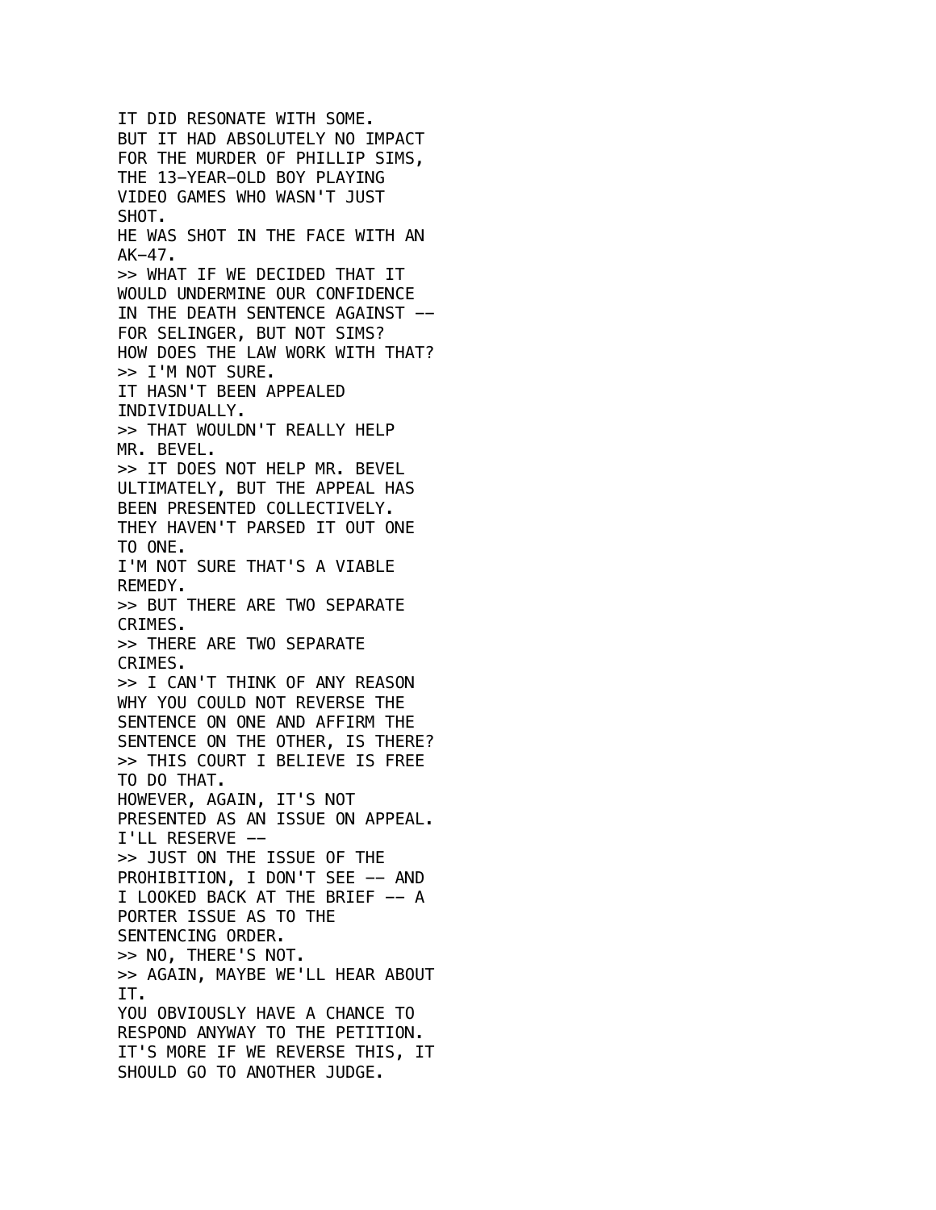IT DID RESONATE WITH SOME.
BUT IT HAD ABSOLUTELY NO IMPACT FOR THE MURDER OF PHILLIP SIMS, THE 13-YEAR-OLD BOY PLAYING VIDEO GAMES WHO WASN'T JUST SHOT.
HE WAS SHOT IN THE FACE WITH AN AK-47.
>> WHAT IF WE DECIDED THAT IT WOULD UNDERMINE OUR CONFIDENCE IN THE DEATH SENTENCE AGAINST -- FOR SELINGER, BUT NOT SIMS?
HOW DOES THE LAW WORK WITH THAT?
>> I'M NOT SURE.
IT HASN'T BEEN APPEALED INDIVIDUALLY.
>> THAT WOULDN'T REALLY HELP MR. BEVEL.
>> IT DOES NOT HELP MR. BEVEL ULTIMATELY, BUT THE APPEAL HAS BEEN PRESENTED COLLECTIVELY.
THEY HAVEN'T PARSED IT OUT ONE TO ONE.
I'M NOT SURE THAT'S A VIABLE REMEDY.
>> BUT THERE ARE TWO SEPARATE CRIMES.
>> THERE ARE TWO SEPARATE CRIMES.
>> I CAN'T THINK OF ANY REASON WHY YOU COULD NOT REVERSE THE SENTENCE ON ONE AND AFFIRM THE SENTENCE ON THE OTHER, IS THERE?
>> THIS COURT I BELIEVE IS FREE TO DO THAT.
HOWEVER, AGAIN, IT'S NOT PRESENTED AS AN ISSUE ON APPEAL.
I'LL RESERVE --
>> JUST ON THE ISSUE OF THE PROHIBITION, I DON'T SEE -- AND I LOOKED BACK AT THE BRIEF -- A PORTER ISSUE AS TO THE SENTENCING ORDER.
>> NO, THERE'S NOT.
>> AGAIN, MAYBE WE'LL HEAR ABOUT IT.
YOU OBVIOUSLY HAVE A CHANCE TO RESPOND ANYWAY TO THE PETITION.
IT'S MORE IF WE REVERSE THIS, IT SHOULD GO TO ANOTHER JUDGE.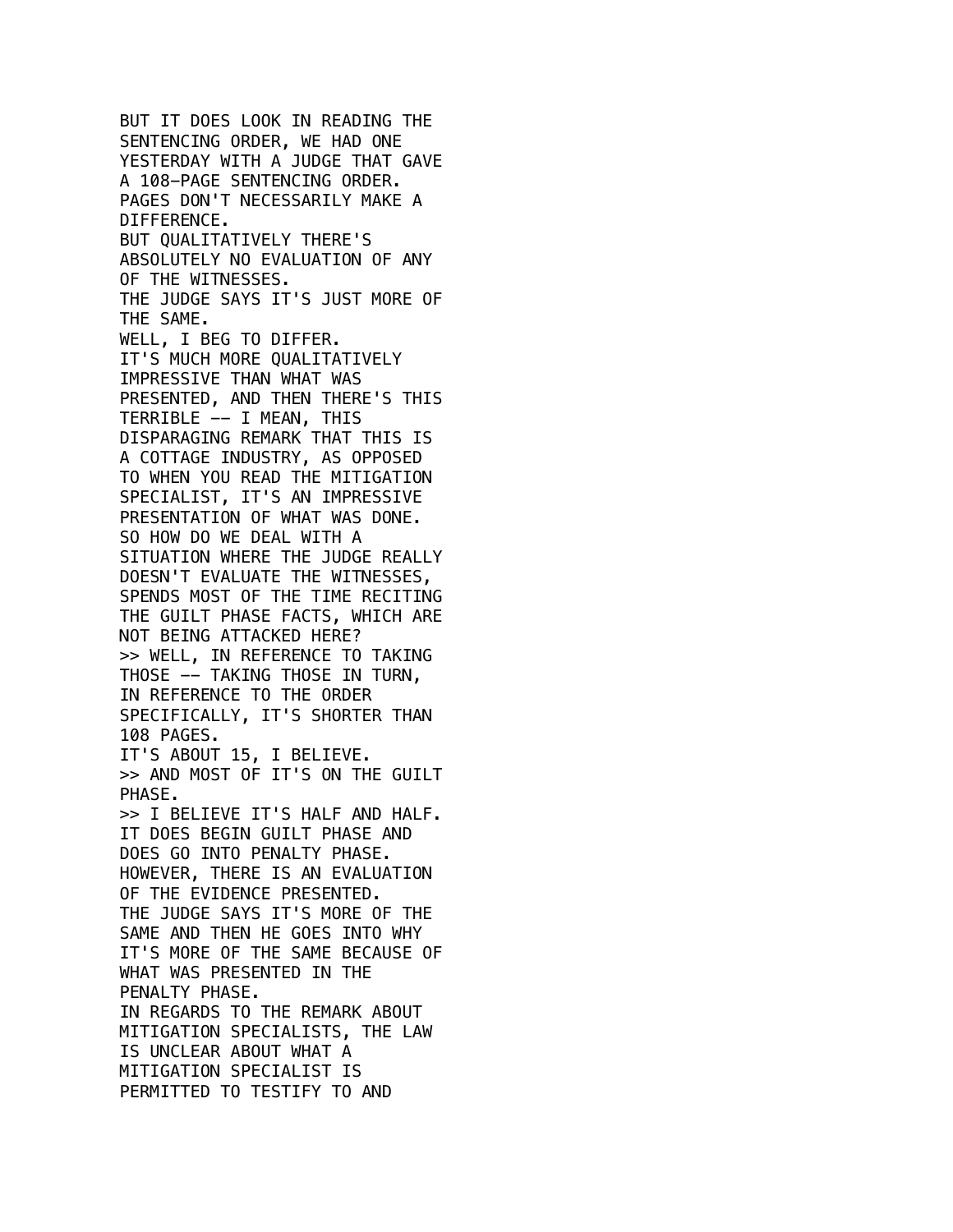BUT IT DOES LOOK IN READING THE SENTENCING ORDER, WE HAD ONE YESTERDAY WITH A JUDGE THAT GAVE A 108-PAGE SENTENCING ORDER.
PAGES DON'T NECESSARILY MAKE A DIFFERENCE.
BUT QUALITATIVELY THERE'S ABSOLUTELY NO EVALUATION OF ANY OF THE WITNESSES.
THE JUDGE SAYS IT'S JUST MORE OF THE SAME.
WELL, I BEG TO DIFFER.
IT'S MUCH MORE QUALITATIVELY IMPRESSIVE THAN WHAT WAS PRESENTED, AND THEN THERE'S THIS TERRIBLE -- I MEAN, THIS DISPARAGING REMARK THAT THIS IS A COTTAGE INDUSTRY, AS OPPOSED TO WHEN YOU READ THE MITIGATION SPECIALIST, IT'S AN IMPRESSIVE PRESENTATION OF WHAT WAS DONE.
SO HOW DO WE DEAL WITH A SITUATION WHERE THE JUDGE REALLY DOESN'T EVALUATE THE WITNESSES, SPENDS MOST OF THE TIME RECITING THE GUILT PHASE FACTS, WHICH ARE NOT BEING ATTACKED HERE?
>> WELL, IN REFERENCE TO TAKING THOSE -- TAKING THOSE IN TURN, IN REFERENCE TO THE ORDER SPECIFICALLY, IT'S SHORTER THAN 108 PAGES.
IT'S ABOUT 15, I BELIEVE.
>> AND MOST OF IT'S ON THE GUILT PHASE.
>> I BELIEVE IT'S HALF AND HALF.
IT DOES BEGIN GUILT PHASE AND DOES GO INTO PENALTY PHASE.
HOWEVER, THERE IS AN EVALUATION OF THE EVIDENCE PRESENTED.
THE JUDGE SAYS IT'S MORE OF THE SAME AND THEN HE GOES INTO WHY IT'S MORE OF THE SAME BECAUSE OF WHAT WAS PRESENTED IN THE PENALTY PHASE.
IN REGARDS TO THE REMARK ABOUT MITIGATION SPECIALISTS, THE LAW IS UNCLEAR ABOUT WHAT A MITIGATION SPECIALIST IS PERMITTED TO TESTIFY TO AND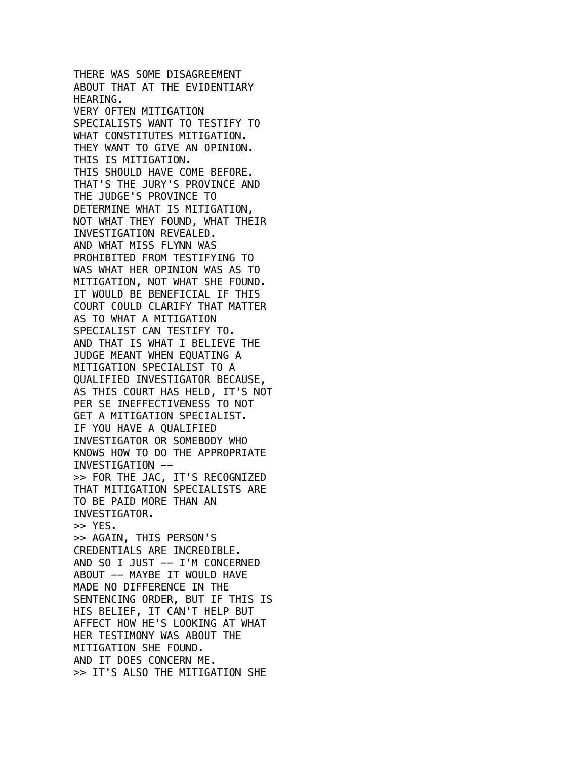THERE WAS SOME DISAGREEMENT
ABOUT THAT AT THE EVIDENTIARY
HEARING.
VERY OFTEN MITIGATION
SPECIALISTS WANT TO TESTIFY TO
WHAT CONSTITUTES MITIGATION.
THEY WANT TO GIVE AN OPINION.
THIS IS MITIGATION.
THIS SHOULD HAVE COME BEFORE.
THAT'S THE JURY'S PROVINCE AND
THE JUDGE'S PROVINCE TO
DETERMINE WHAT IS MITIGATION,
NOT WHAT THEY FOUND, WHAT THEIR
INVESTIGATION REVEALED.
AND WHAT MISS FLYNN WAS
PROHIBITED FROM TESTIFYING TO
WAS WHAT HER OPINION WAS AS TO
MITIGATION, NOT WHAT SHE FOUND.
IT WOULD BE BENEFICIAL IF THIS
COURT COULD CLARIFY THAT MATTER
AS TO WHAT A MITIGATION
SPECIALIST CAN TESTIFY TO.
AND THAT IS WHAT I BELIEVE THE
JUDGE MEANT WHEN EQUATING A
MITIGATION SPECIALIST TO A
QUALIFIED INVESTIGATOR BECAUSE,
AS THIS COURT HAS HELD, IT'S NOT
PER SE INEFFECTIVENESS TO NOT
GET A MITIGATION SPECIALIST.
IF YOU HAVE A QUALIFIED
INVESTIGATOR OR SOMEBODY WHO
KNOWS HOW TO DO THE APPROPRIATE
INVESTIGATION --
>> FOR THE JAC, IT'S RECOGNIZED
THAT MITIGATION SPECIALISTS ARE
TO BE PAID MORE THAN AN
INVESTIGATOR.
>> YES.
>> AGAIN, THIS PERSON'S
CREDENTIALS ARE INCREDIBLE.
AND SO I JUST -- I'M CONCERNED
ABOUT -- MAYBE IT WOULD HAVE
MADE NO DIFFERENCE IN THE
SENTENCING ORDER, BUT IF THIS IS
HIS BELIEF, IT CAN'T HELP BUT
AFFECT HOW HE'S LOOKING AT WHAT
HER TESTIMONY WAS ABOUT THE
MITIGATION SHE FOUND.
AND IT DOES CONCERN ME.
>> IT'S ALSO THE MITIGATION SHE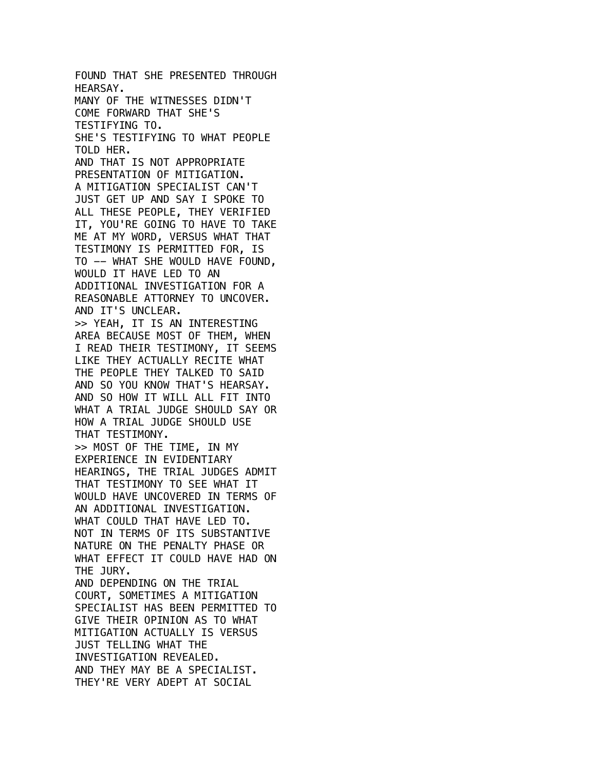FOUND THAT SHE PRESENTED THROUGH HEARSAY.
MANY OF THE WITNESSES DIDN'T COME FORWARD THAT SHE'S TESTIFYING TO.
SHE'S TESTIFYING TO WHAT PEOPLE TOLD HER.
AND THAT IS NOT APPROPRIATE PRESENTATION OF MITIGATION.
A MITIGATION SPECIALIST CAN'T JUST GET UP AND SAY I SPOKE TO ALL THESE PEOPLE, THEY VERIFIED IT, YOU'RE GOING TO HAVE TO TAKE ME AT MY WORD, VERSUS WHAT THAT TESTIMONY IS PERMITTED FOR, IS TO -- WHAT SHE WOULD HAVE FOUND, WOULD IT HAVE LED TO AN ADDITIONAL INVESTIGATION FOR A REASONABLE ATTORNEY TO UNCOVER.
AND IT'S UNCLEAR.
>> YEAH, IT IS AN INTERESTING AREA BECAUSE MOST OF THEM, WHEN I READ THEIR TESTIMONY, IT SEEMS LIKE THEY ACTUALLY RECITE WHAT THE PEOPLE THEY TALKED TO SAID AND SO YOU KNOW THAT'S HEARSAY.
AND SO HOW IT WILL ALL FIT INTO WHAT A TRIAL JUDGE SHOULD SAY OR HOW A TRIAL JUDGE SHOULD USE THAT TESTIMONY.
>> MOST OF THE TIME, IN MY EXPERIENCE IN EVIDENTIARY HEARINGS, THE TRIAL JUDGES ADMIT THAT TESTIMONY TO SEE WHAT IT WOULD HAVE UNCOVERED IN TERMS OF AN ADDITIONAL INVESTIGATION.
WHAT COULD THAT HAVE LED TO.
NOT IN TERMS OF ITS SUBSTANTIVE NATURE ON THE PENALTY PHASE OR WHAT EFFECT IT COULD HAVE HAD ON THE JURY.
AND DEPENDING ON THE TRIAL COURT, SOMETIMES A MITIGATION SPECIALIST HAS BEEN PERMITTED TO GIVE THEIR OPINION AS TO WHAT MITIGATION ACTUALLY IS VERSUS JUST TELLING WHAT THE INVESTIGATION REVEALED.
AND THEY MAY BE A SPECIALIST.
THEY'RE VERY ADEPT AT SOCIAL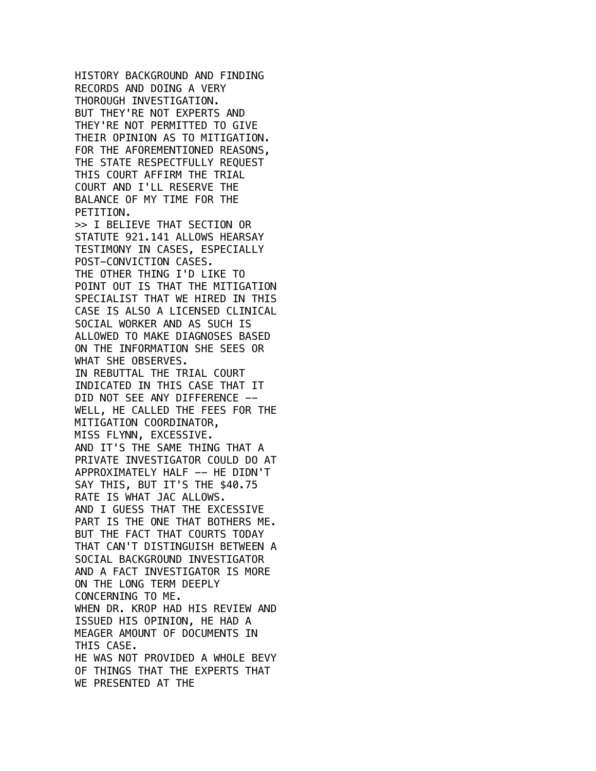HISTORY BACKGROUND AND FINDING
RECORDS AND DOING A VERY
THOROUGH INVESTIGATION.
BUT THEY'RE NOT EXPERTS AND
THEY'RE NOT PERMITTED TO GIVE
THEIR OPINION AS TO MITIGATION.
FOR THE AFOREMENTIONED REASONS,
THE STATE RESPECTFULLY REQUEST
THIS COURT AFFIRM THE TRIAL
COURT AND I'LL RESERVE THE
BALANCE OF MY TIME FOR THE
PETITION.
>> I BELIEVE THAT SECTION OR
STATUTE 921.141 ALLOWS HEARSAY
TESTIMONY IN CASES, ESPECIALLY
POST-CONVICTION CASES.
THE OTHER THING I'D LIKE TO
POINT OUT IS THAT THE MITIGATION
SPECIALIST THAT WE HIRED IN THIS
CASE IS ALSO A LICENSED CLINICAL
SOCIAL WORKER AND AS SUCH IS
ALLOWED TO MAKE DIAGNOSES BASED
ON THE INFORMATION SHE SEES OR
WHAT SHE OBSERVES.
IN REBUTTAL THE TRIAL COURT
INDICATED IN THIS CASE THAT IT
DID NOT SEE ANY DIFFERENCE --
WELL, HE CALLED THE FEES FOR THE
MITIGATION COORDINATOR,
MISS FLYNN, EXCESSIVE.
AND IT'S THE SAME THING THAT A
PRIVATE INVESTIGATOR COULD DO AT
APPROXIMATELY HALF -- HE DIDN'T
SAY THIS, BUT IT'S THE $40.75
RATE IS WHAT JAC ALLOWS.
AND I GUESS THAT THE EXCESSIVE
PART IS THE ONE THAT BOTHERS ME.
BUT THE FACT THAT COURTS TODAY
THAT CAN'T DISTINGUISH BETWEEN A
SOCIAL BACKGROUND INVESTIGATOR
AND A FACT INVESTIGATOR IS MORE
ON THE LONG TERM DEEPLY
CONCERNING TO ME.
WHEN DR. KROP HAD HIS REVIEW AND
ISSUED HIS OPINION, HE HAD A
MEAGER AMOUNT OF DOCUMENTS IN
THIS CASE.
HE WAS NOT PROVIDED A WHOLE BEVY
OF THINGS THAT THE EXPERTS THAT
WE PRESENTED AT THE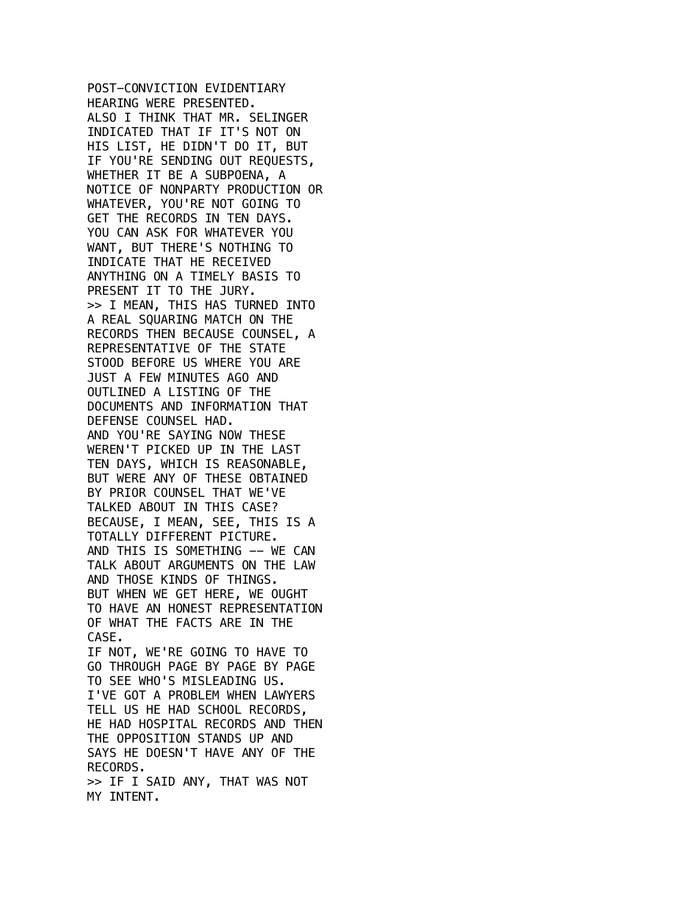POST-CONVICTION EVIDENTIARY HEARING WERE PRESENTED.
ALSO I THINK THAT MR. SELINGER INDICATED THAT IF IT'S NOT ON HIS LIST, HE DIDN'T DO IT, BUT IF YOU'RE SENDING OUT REQUESTS, WHETHER IT BE A SUBPOENA, A NOTICE OF NONPARTY PRODUCTION OR WHATEVER, YOU'RE NOT GOING TO GET THE RECORDS IN TEN DAYS.
YOU CAN ASK FOR WHATEVER YOU WANT, BUT THERE'S NOTHING TO INDICATE THAT HE RECEIVED ANYTHING ON A TIMELY BASIS TO PRESENT IT TO THE JURY.
>> I MEAN, THIS HAS TURNED INTO A REAL SQUARING MATCH ON THE RECORDS THEN BECAUSE COUNSEL, A REPRESENTATIVE OF THE STATE STOOD BEFORE US WHERE YOU ARE JUST A FEW MINUTES AGO AND OUTLINED A LISTING OF THE DOCUMENTS AND INFORMATION THAT DEFENSE COUNSEL HAD.
AND YOU'RE SAYING NOW THESE WEREN'T PICKED UP IN THE LAST TEN DAYS, WHICH IS REASONABLE, BUT WERE ANY OF THESE OBTAINED BY PRIOR COUNSEL THAT WE'VE TALKED ABOUT IN THIS CASE?
BECAUSE, I MEAN, SEE, THIS IS A TOTALLY DIFFERENT PICTURE.
AND THIS IS SOMETHING -- WE CAN TALK ABOUT ARGUMENTS ON THE LAW AND THOSE KINDS OF THINGS.
BUT WHEN WE GET HERE, WE OUGHT TO HAVE AN HONEST REPRESENTATION OF WHAT THE FACTS ARE IN THE CASE.
IF NOT, WE'RE GOING TO HAVE TO GO THROUGH PAGE BY PAGE BY PAGE TO SEE WHO'S MISLEADING US.
I'VE GOT A PROBLEM WHEN LAWYERS TELL US HE HAD SCHOOL RECORDS, HE HAD HOSPITAL RECORDS AND THEN THE OPPOSITION STANDS UP AND SAYS HE DOESN'T HAVE ANY OF THE RECORDS.
>> IF I SAID ANY, THAT WAS NOT MY INTENT.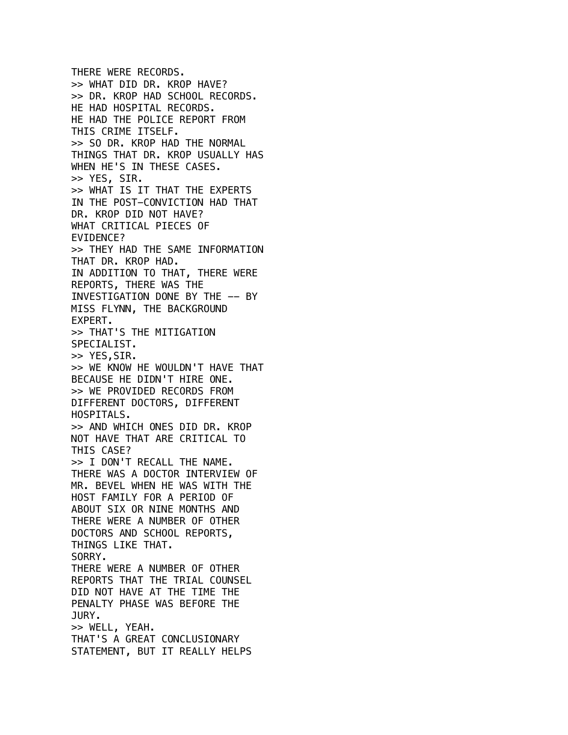THERE WERE RECORDS.
>> WHAT DID DR. KROP HAVE?
>> DR. KROP HAD SCHOOL RECORDS.
HE HAD HOSPITAL RECORDS.
HE HAD THE POLICE REPORT FROM
THIS CRIME ITSELF.
>> SO DR. KROP HAD THE NORMAL
THINGS THAT DR. KROP USUALLY HAS
WHEN HE'S IN THESE CASES.
>> YES, SIR.
>> WHAT IS IT THAT THE EXPERTS
IN THE POST-CONVICTION HAD THAT
DR. KROP DID NOT HAVE?
WHAT CRITICAL PIECES OF
EVIDENCE?
>> THEY HAD THE SAME INFORMATION
THAT DR. KROP HAD.
IN ADDITION TO THAT, THERE WERE
REPORTS, THERE WAS THE
INVESTIGATION DONE BY THE -- BY
MISS FLYNN, THE BACKGROUND
EXPERT.
>> THAT'S THE MITIGATION
SPECIALIST.
>> YES,SIR.
>> WE KNOW HE WOULDN'T HAVE THAT
BECAUSE HE DIDN'T HIRE ONE.
>> WE PROVIDED RECORDS FROM
DIFFERENT DOCTORS, DIFFERENT
HOSPITALS.
>> AND WHICH ONES DID DR. KROP
NOT HAVE THAT ARE CRITICAL TO
THIS CASE?
>> I DON'T RECALL THE NAME.
THERE WAS A DOCTOR INTERVIEW OF
MR. BEVEL WHEN HE WAS WITH THE
HOST FAMILY FOR A PERIOD OF
ABOUT SIX OR NINE MONTHS AND
THERE WERE A NUMBER OF OTHER
DOCTORS AND SCHOOL REPORTS,
THINGS LIKE THAT.
SORRY.
THERE WERE A NUMBER OF OTHER
REPORTS THAT THE TRIAL COUNSEL
DID NOT HAVE AT THE TIME THE
PENALTY PHASE WAS BEFORE THE
JURY.
>> WELL, YEAH.
THAT'S A GREAT CONCLUSIONARY
STATEMENT, BUT IT REALLY HELPS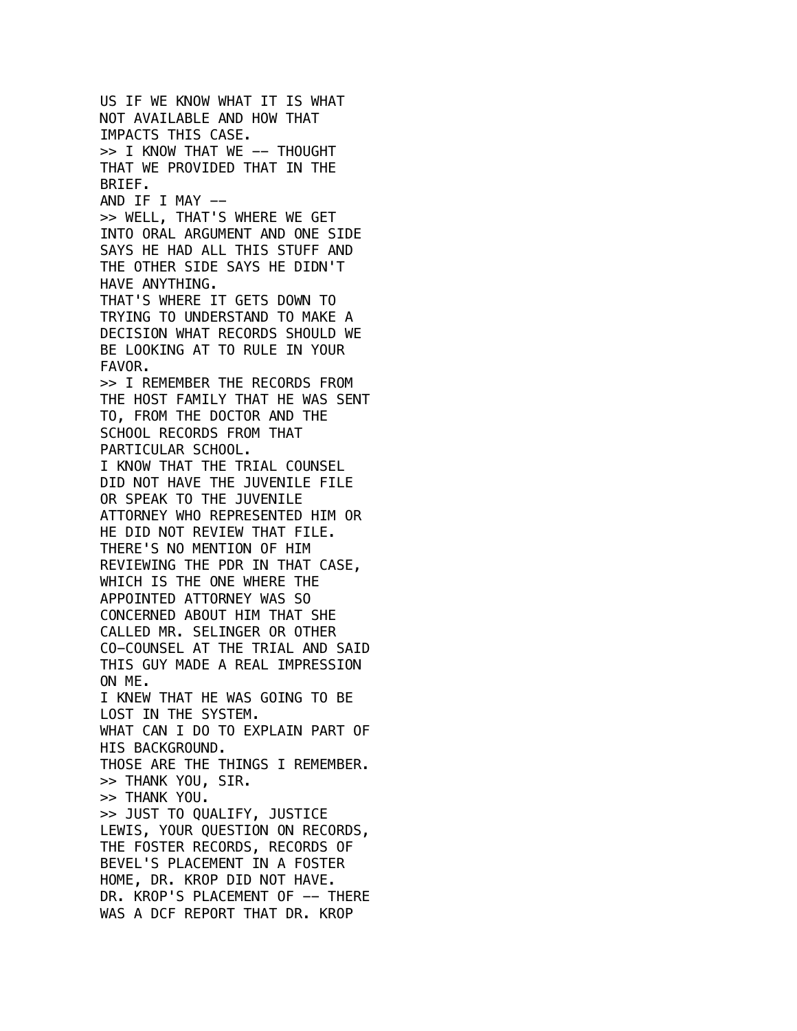US IF WE KNOW WHAT IT IS WHAT NOT AVAILABLE AND HOW THAT IMPACTS THIS CASE.
>> I KNOW THAT WE -- THOUGHT THAT WE PROVIDED THAT IN THE BRIEF.
AND IF I MAY --
>> WELL, THAT'S WHERE WE GET INTO ORAL ARGUMENT AND ONE SIDE SAYS HE HAD ALL THIS STUFF AND THE OTHER SIDE SAYS HE DIDN'T HAVE ANYTHING.
THAT'S WHERE IT GETS DOWN TO TRYING TO UNDERSTAND TO MAKE A DECISION WHAT RECORDS SHOULD WE BE LOOKING AT TO RULE IN YOUR FAVOR.
>> I REMEMBER THE RECORDS FROM THE HOST FAMILY THAT HE WAS SENT TO, FROM THE DOCTOR AND THE SCHOOL RECORDS FROM THAT PARTICULAR SCHOOL.
I KNOW THAT THE TRIAL COUNSEL DID NOT HAVE THE JUVENILE FILE OR SPEAK TO THE JUVENILE ATTORNEY WHO REPRESENTED HIM OR HE DID NOT REVIEW THAT FILE.
THERE'S NO MENTION OF HIM REVIEWING THE PDR IN THAT CASE, WHICH IS THE ONE WHERE THE APPOINTED ATTORNEY WAS SO CONCERNED ABOUT HIM THAT SHE CALLED MR. SELINGER OR OTHER CO-COUNSEL AT THE TRIAL AND SAID THIS GUY MADE A REAL IMPRESSION ON ME.
I KNEW THAT HE WAS GOING TO BE LOST IN THE SYSTEM.
WHAT CAN I DO TO EXPLAIN PART OF HIS BACKGROUND.
THOSE ARE THE THINGS I REMEMBER.
>> THANK YOU, SIR.
>> THANK YOU.
>> JUST TO QUALIFY, JUSTICE LEWIS, YOUR QUESTION ON RECORDS, THE FOSTER RECORDS, RECORDS OF BEVEL'S PLACEMENT IN A FOSTER HOME, DR. KROP DID NOT HAVE.
DR. KROP'S PLACEMENT OF -- THERE WAS A DCF REPORT THAT DR. KROP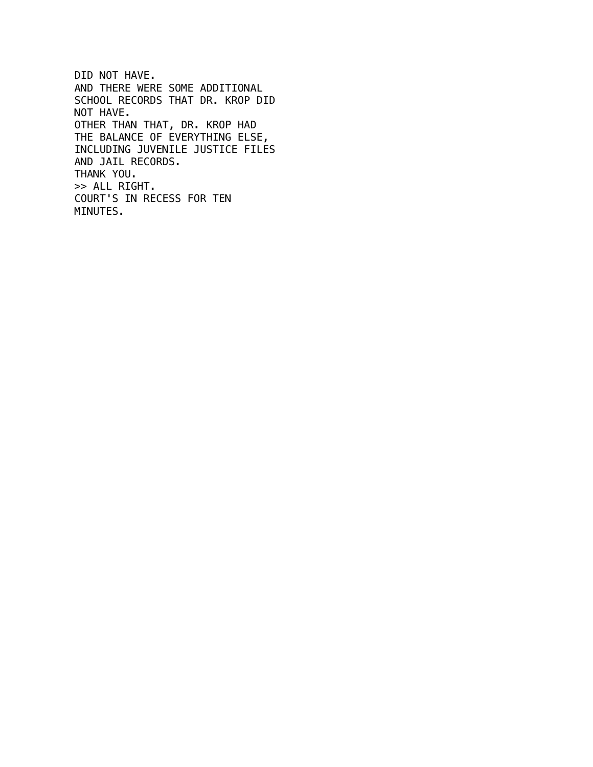DID NOT HAVE.
AND THERE WERE SOME ADDITIONAL
SCHOOL RECORDS THAT DR. KROP DID
NOT HAVE.
OTHER THAN THAT, DR. KROP HAD
THE BALANCE OF EVERYTHING ELSE,
INCLUDING JUVENILE JUSTICE FILES
AND JAIL RECORDS.
THANK YOU.
>> ALL RIGHT.
COURT'S IN RECESS FOR TEN
MINUTES.